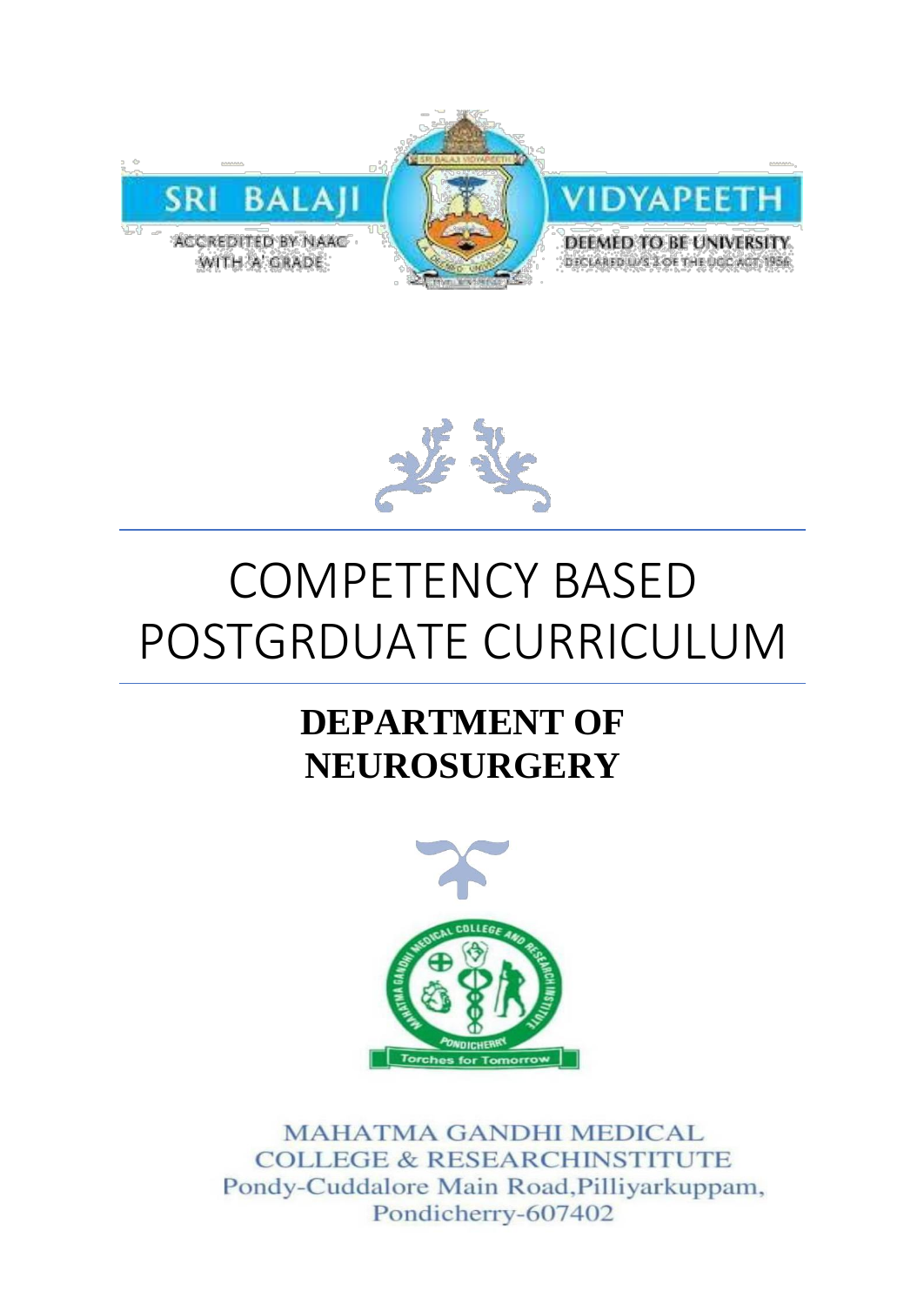SRI BALAJI VIDYAPEETH

ACCREDITED BY NAAC WITH 'A' GRADE

DEEMED TO BE UNIVERSITY

DECLARED U/S 3 OF THE UGC ACT, 1956

# COMPETENCY BASED POSTGRDUATE CURRICULUM

## DEPARTMENT OF NEUROSURGERY

MAHATMA GANDHI MEDICAL COLLEGE & RESEARCHINSTITUTE
Pondy-Cuddalore Main Road,Pilliyarkuppam,
Pondicherry-607402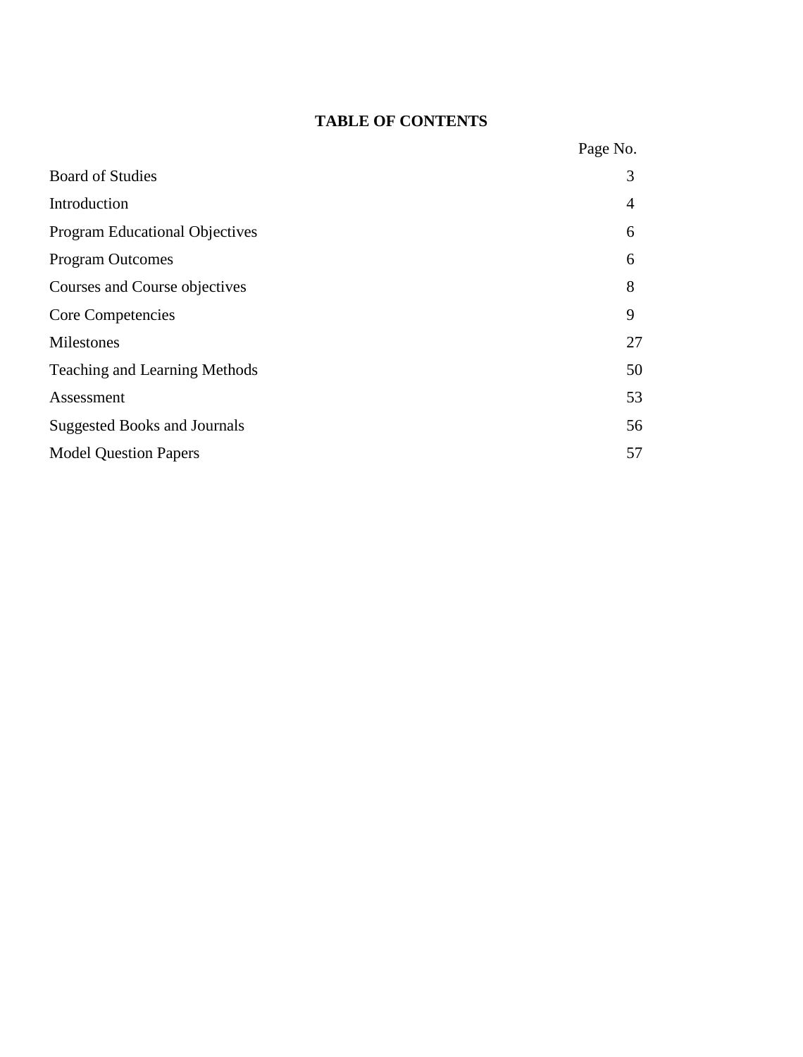## TABLE OF CONTENTS

| | Page No. |
|---|---|
| Board of Studies | 3 |
| Introduction | 4 |
| Program Educational Objectives | 6 |
| Program Outcomes | 6 |
| Courses and Course objectives | 8 |
| Core Competencies | 9 |
| Milestones | 27 |
| Teaching and Learning Methods | 50 |
| Assessment | 53 |
| Suggested Books and Journals | 56 |
| Model Question Papers | 57 |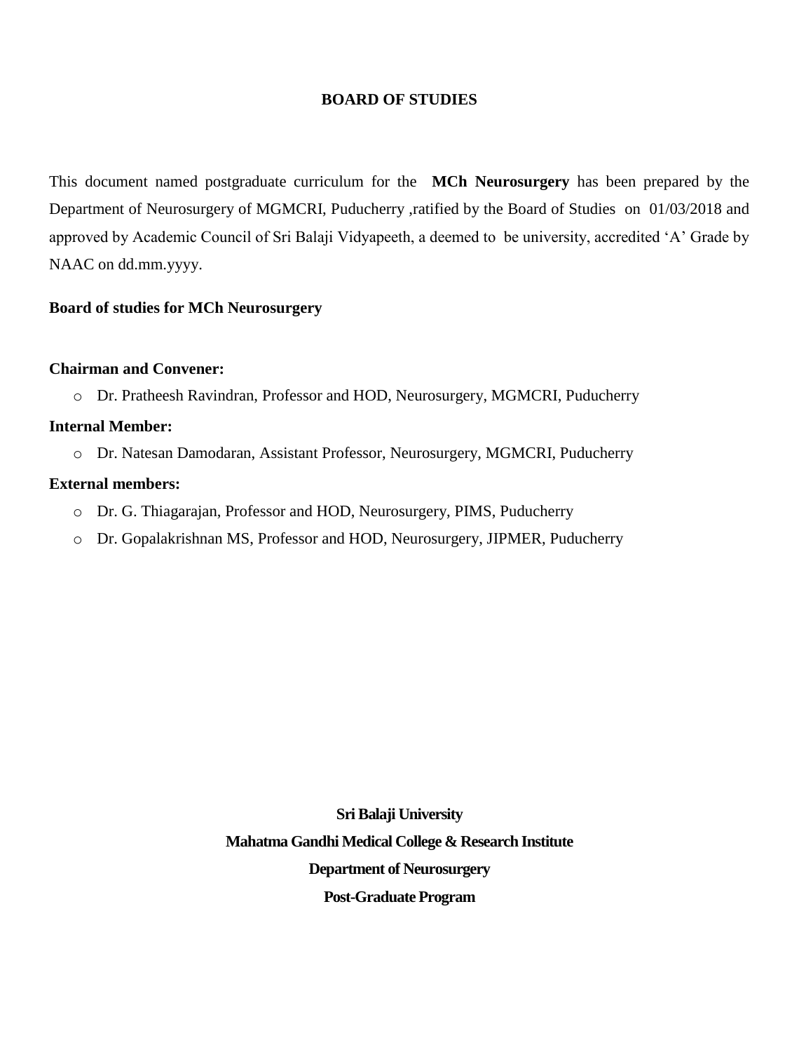# BOARD OF STUDIES

This document named postgraduate curriculum for the **MCh Neurosurgery** has been prepared by the Department of Neurosurgery of MGMCRI, Puducherry ,ratified by the Board of Studies on 01/03/2018 and approved by Academic Council of Sri Balaji Vidyapeeth, a deemed to be university, accredited 'A' Grade by NAAC on dd.mm.yyyy.

**Board of studies for MCh Neurosurgery**

**Chairman and Convener:**

- Dr. Pratheesh Ravindran, Professor and HOD, Neurosurgery, MGMCRI, Puducherry

**Internal Member:**

- Dr. Natesan Damodaran, Assistant Professor, Neurosurgery, MGMCRI, Puducherry

**External members:**

- Dr. G. Thiagarajan, Professor and HOD, Neurosurgery, PIMS, Puducherry
- Dr. Gopalakrishnan MS, Professor and HOD, Neurosurgery, JIPMER, Puducherry

**Sri Balaji University**

**Mahatma Gandhi Medical College & Research Institute**

**Department of Neurosurgery**

**Post-Graduate Program**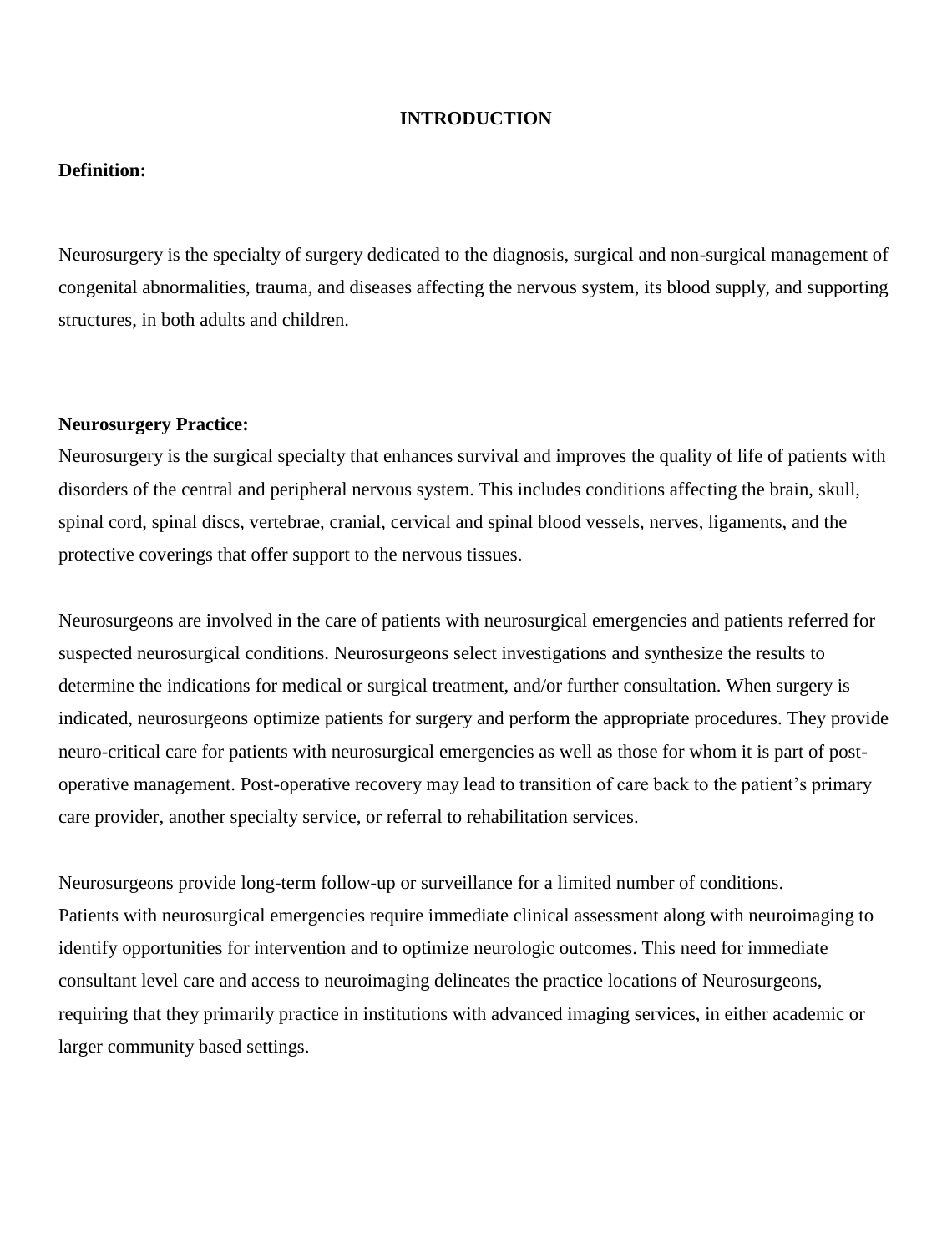# INTRODUCTION

**Definition:**

Neurosurgery is the specialty of surgery dedicated to the diagnosis, surgical and non-surgical management of congenital abnormalities, trauma, and diseases affecting the nervous system, its blood supply, and supporting structures, in both adults and children.

**Neurosurgery Practice:**

Neurosurgery is the surgical specialty that enhances survival and improves the quality of life of patients with disorders of the central and peripheral nervous system. This includes conditions affecting the brain, skull, spinal cord, spinal discs, vertebrae, cranial, cervical and spinal blood vessels, nerves, ligaments, and the protective coverings that offer support to the nervous tissues.

Neurosurgeons are involved in the care of patients with neurosurgical emergencies and patients referred for suspected neurosurgical conditions. Neurosurgeons select investigations and synthesize the results to determine the indications for medical or surgical treatment, and/or further consultation. When surgery is indicated, neurosurgeons optimize patients for surgery and perform the appropriate procedures. They provide neuro-critical care for patients with neurosurgical emergencies as well as those for whom it is part of post-operative management. Post-operative recovery may lead to transition of care back to the patient's primary care provider, another specialty service, or referral to rehabilitation services.

Neurosurgeons provide long-term follow-up or surveillance for a limited number of conditions.
Patients with neurosurgical emergencies require immediate clinical assessment along with neuroimaging to identify opportunities for intervention and to optimize neurologic outcomes. This need for immediate consultant level care and access to neuroimaging delineates the practice locations of Neurosurgeons, requiring that they primarily practice in institutions with advanced imaging services, in either academic or larger community based settings.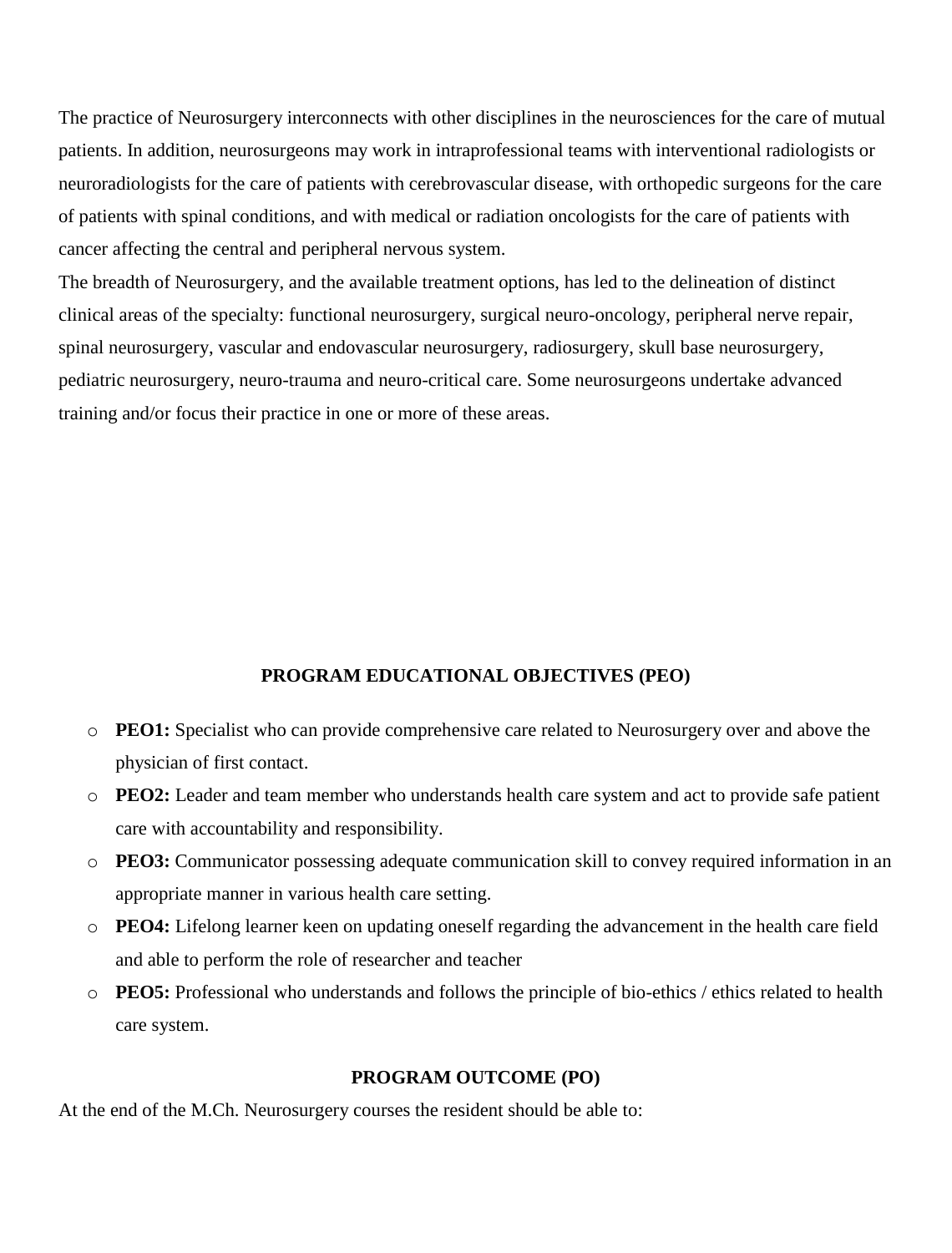The practice of Neurosurgery interconnects with other disciplines in the neurosciences for the care of mutual patients. In addition, neurosurgeons may work in intraprofessional teams with interventional radiologists or neuroradiologists for the care of patients with cerebrovascular disease, with orthopedic surgeons for the care of patients with spinal conditions, and with medical or radiation oncologists for the care of patients with cancer affecting the central and peripheral nervous system.

The breadth of Neurosurgery, and the available treatment options, has led to the delineation of distinct clinical areas of the specialty: functional neurosurgery, surgical neuro-oncology, peripheral nerve repair, spinal neurosurgery, vascular and endovascular neurosurgery, radiosurgery, skull base neurosurgery, pediatric neurosurgery, neuro-trauma and neuro-critical care. Some neurosurgeons undertake advanced training and/or focus their practice in one or more of these areas.

## PROGRAM EDUCATIONAL OBJECTIVES (PEO)

- **PEO1:** Specialist who can provide comprehensive care related to Neurosurgery over and above the physician of first contact.
- **PEO2:** Leader and team member who understands health care system and act to provide safe patient care with accountability and responsibility.
- **PEO3:** Communicator possessing adequate communication skill to convey required information in an appropriate manner in various health care setting.
- **PEO4:** Lifelong learner keen on updating oneself regarding the advancement in the health care field and able to perform the role of researcher and teacher
- **PEO5:** Professional who understands and follows the principle of bio-ethics / ethics related to health care system.

## PROGRAM OUTCOME (PO)

At the end of the M.Ch. Neurosurgery courses the resident should be able to: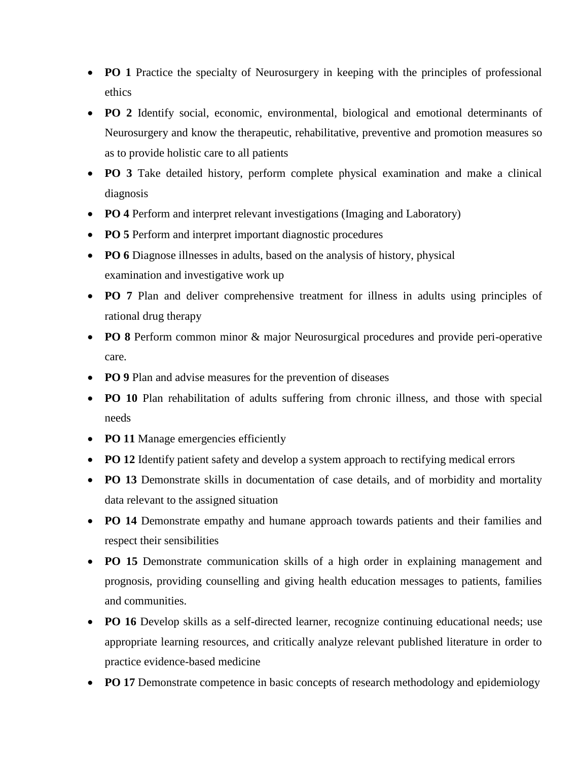- **PO 1** Practice the specialty of Neurosurgery in keeping with the principles of professional ethics
- **PO 2** Identify social, economic, environmental, biological and emotional determinants of Neurosurgery and know the therapeutic, rehabilitative, preventive and promotion measures so as to provide holistic care to all patients
- **PO 3** Take detailed history, perform complete physical examination and make a clinical diagnosis
- **PO 4** Perform and interpret relevant investigations (Imaging and Laboratory)
- **PO 5** Perform and interpret important diagnostic procedures
- **PO 6** Diagnose illnesses in adults, based on the analysis of history, physical examination and investigative work up
- **PO 7** Plan and deliver comprehensive treatment for illness in adults using principles of rational drug therapy
- **PO 8** Perform common minor & major Neurosurgical procedures and provide peri-operative care.
- **PO 9** Plan and advise measures for the prevention of diseases
- **PO 10** Plan rehabilitation of adults suffering from chronic illness, and those with special needs
- **PO 11** Manage emergencies efficiently
- **PO 12** Identify patient safety and develop a system approach to rectifying medical errors
- **PO 13** Demonstrate skills in documentation of case details, and of morbidity and mortality data relevant to the assigned situation
- **PO 14** Demonstrate empathy and humane approach towards patients and their families and respect their sensibilities
- **PO 15** Demonstrate communication skills of a high order in explaining management and prognosis, providing counselling and giving health education messages to patients, families and communities.
- **PO 16** Develop skills as a self-directed learner, recognize continuing educational needs; use appropriate learning resources, and critically analyze relevant published literature in order to practice evidence-based medicine
- **PO 17** Demonstrate competence in basic concepts of research methodology and epidemiology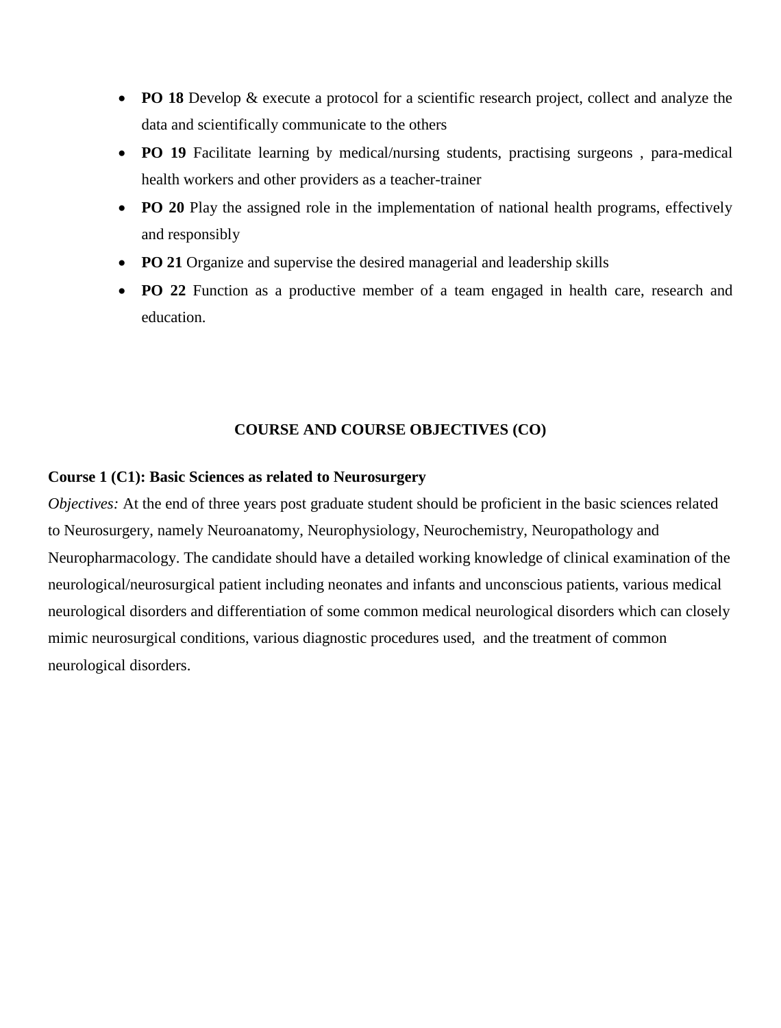- **PO 18** Develop & execute a protocol for a scientific research project, collect and analyze the data and scientifically communicate to the others
- **PO 19** Facilitate learning by medical/nursing students, practising surgeons , para-medical health workers and other providers as a teacher-trainer
- **PO 20** Play the assigned role in the implementation of national health programs, effectively and responsibly
- **PO 21** Organize and supervise the desired managerial and leadership skills
- **PO 22** Function as a productive member of a team engaged in health care, research and education.

## COURSE AND COURSE OBJECTIVES (CO)

**Course 1 (C1): Basic Sciences as related to Neurosurgery**

*Objectives:* At the end of three years post graduate student should be proficient in the basic sciences related to Neurosurgery, namely Neuroanatomy, Neurophysiology, Neurochemistry, Neuropathology and Neuropharmacology. The candidate should have a detailed working knowledge of clinical examination of the neurological/neurosurgical patient including neonates and infants and unconscious patients, various medical neurological disorders and differentiation of some common medical neurological disorders which can closely mimic neurosurgical conditions, various diagnostic procedures used, and the treatment of common neurological disorders.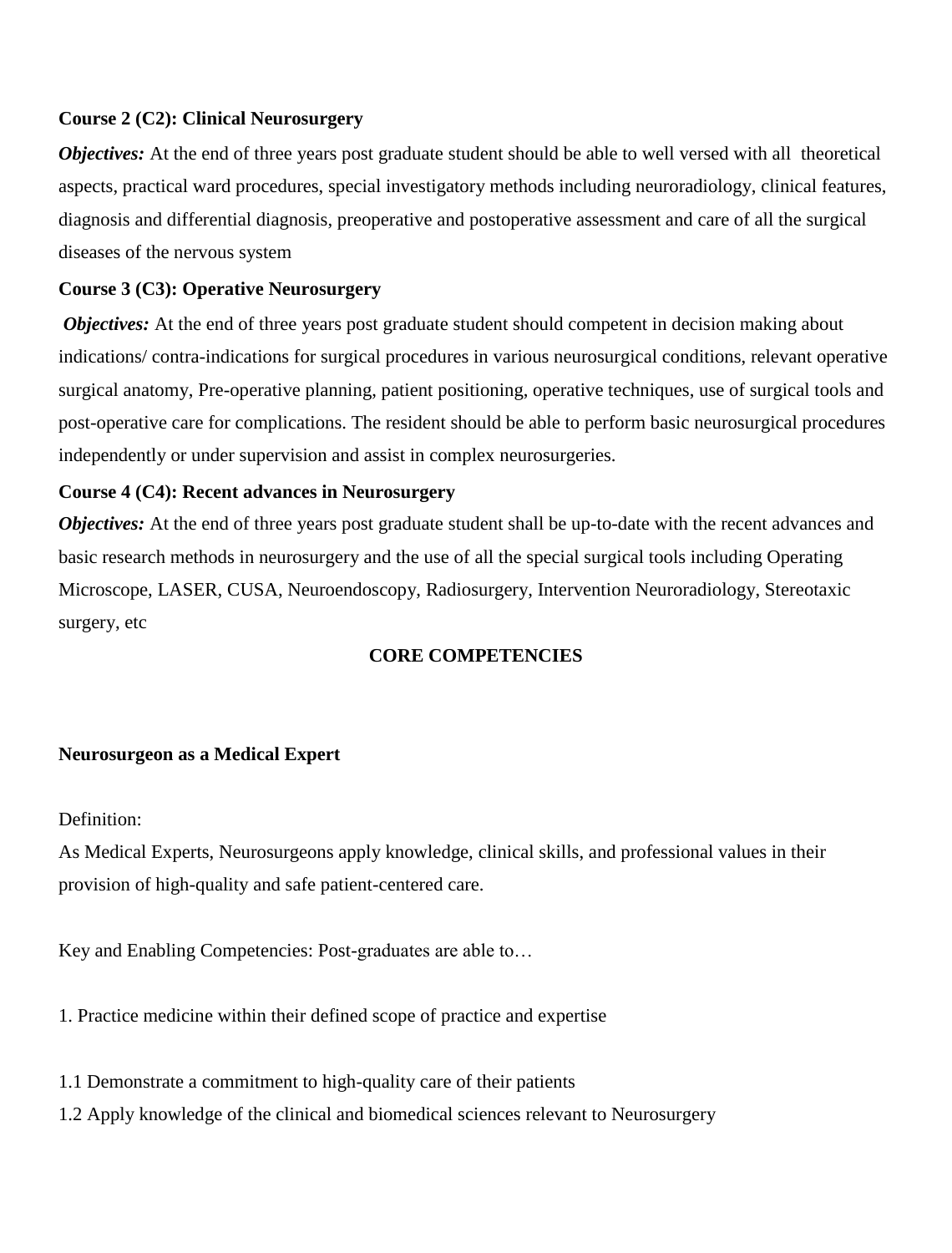**Course 2 (C2): Clinical Neurosurgery**

***Objectives:*** At the end of three years post graduate student should be able to well versed with all theoretical aspects, practical ward procedures, special investigatory methods including neuroradiology, clinical features, diagnosis and differential diagnosis, preoperative and postoperative assessment and care of all the surgical diseases of the nervous system

**Course 3 (C3): Operative Neurosurgery**

***Objectives:*** At the end of three years post graduate student should competent in decision making about indications/ contra-indications for surgical procedures in various neurosurgical conditions, relevant operative surgical anatomy, Pre-operative planning, patient positioning, operative techniques, use of surgical tools and post-operative care for complications. The resident should be able to perform basic neurosurgical procedures independently or under supervision and assist in complex neurosurgeries.

**Course 4 (C4): Recent advances in Neurosurgery**

***Objectives:*** At the end of three years post graduate student shall be up-to-date with the recent advances and basic research methods in neurosurgery and the use of all the special surgical tools including Operating Microscope, LASER, CUSA, Neuroendoscopy, Radiosurgery, Intervention Neuroradiology, Stereotaxic surgery, etc

## CORE COMPETENCIES

**Neurosurgeon as a Medical Expert**

Definition:

As Medical Experts, Neurosurgeons apply knowledge, clinical skills, and professional values in their provision of high-quality and safe patient-centered care.

Key and Enabling Competencies: Post-graduates are able to…

1. Practice medicine within their defined scope of practice and expertise

1.1 Demonstrate a commitment to high-quality care of their patients

1.2 Apply knowledge of the clinical and biomedical sciences relevant to Neurosurgery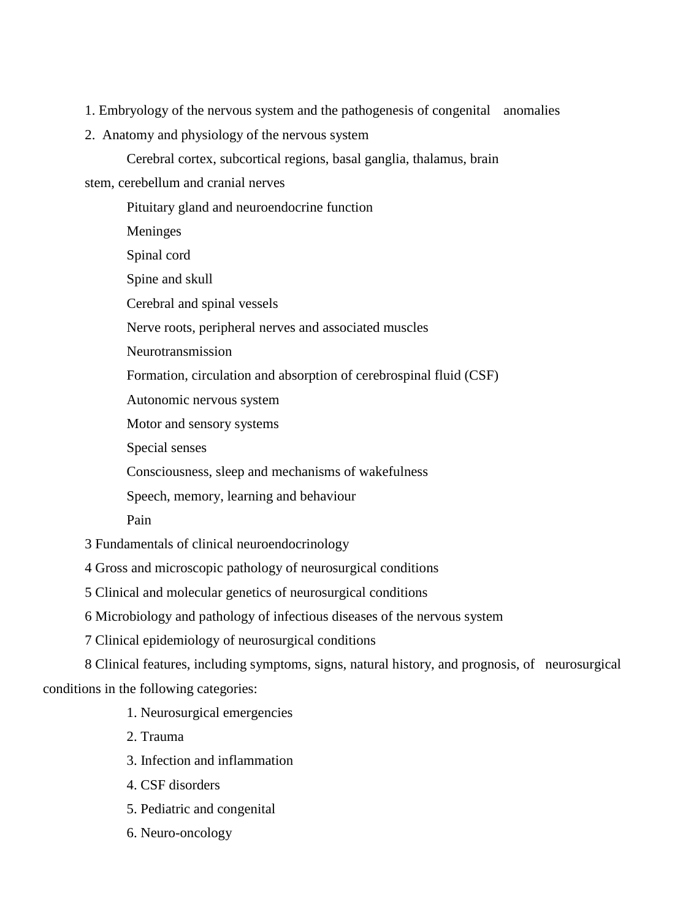1. Embryology of the nervous system and the pathogenesis of congenital anomalies
2. Anatomy and physiology of the nervous system
    - Cerebral cortex, subcortical regions, basal ganglia, thalamus, brain stem, cerebellum and cranial nerves
    - Pituitary gland and neuroendocrine function
    - Meninges
    - Spinal cord
    - Spine and skull
    - Cerebral and spinal vessels
    - Nerve roots, peripheral nerves and associated muscles
    - Neurotransmission
    - Formation, circulation and absorption of cerebrospinal fluid (CSF)
    - Autonomic nervous system
    - Motor and sensory systems
    - Special senses
    - Consciousness, sleep and mechanisms of wakefulness
    - Speech, memory, learning and behaviour
    - Pain

3 Fundamentals of clinical neuroendocrinology

4 Gross and microscopic pathology of neurosurgical conditions

5 Clinical and molecular genetics of neurosurgical conditions

6 Microbiology and pathology of infectious diseases of the nervous system

7 Clinical epidemiology of neurosurgical conditions

8 Clinical features, including symptoms, signs, natural history, and prognosis, of neurosurgical conditions in the following categories:

1. Neurosurgical emergencies
2. Trauma
3. Infection and inflammation
4. CSF disorders
5. Pediatric and congenital
6. Neuro-oncology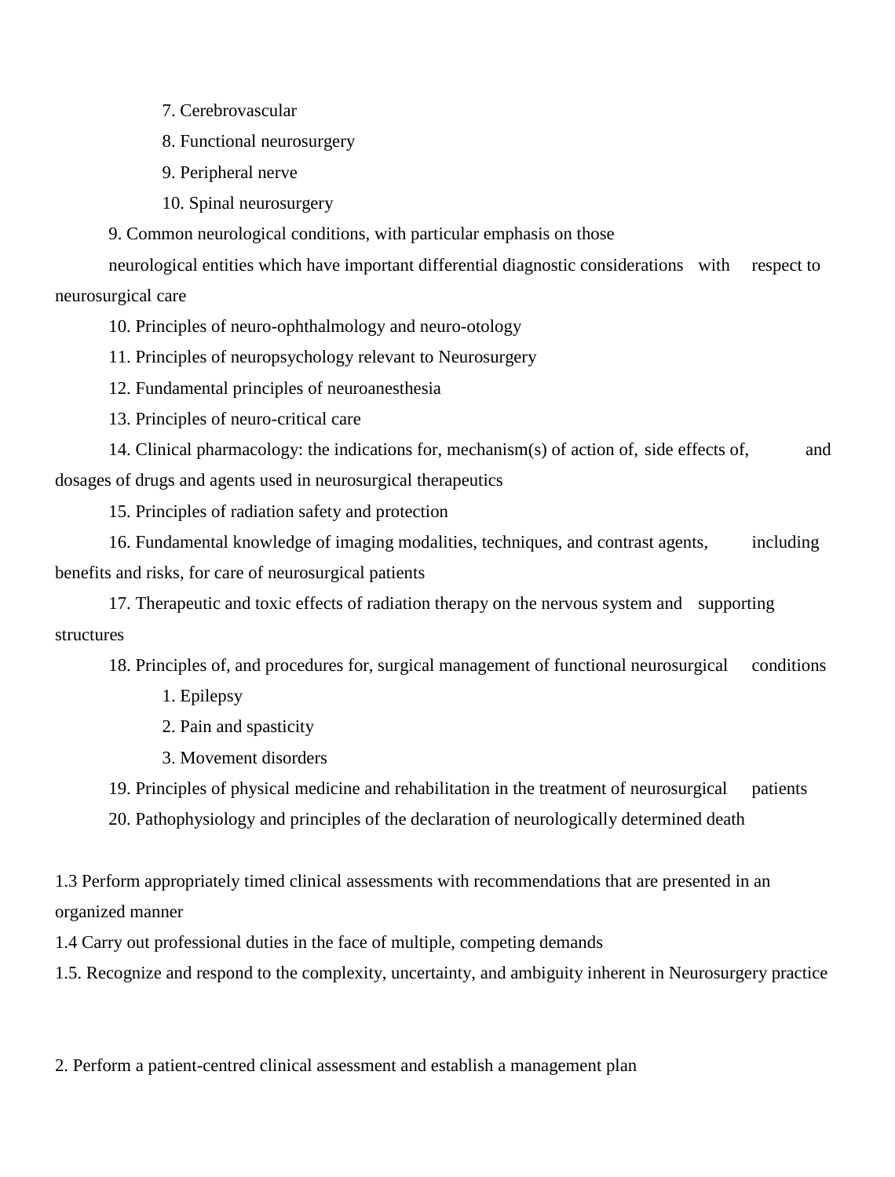7. Cerebrovascular
    8. Functional neurosurgery
    9. Peripheral nerve
    10. Spinal neurosurgery
9. Common neurological conditions, with particular emphasis on those neurological entities which have important differential diagnostic considerations with respect to neurosurgical care
10. Principles of neuro-ophthalmology and neuro-otology
11. Principles of neuropsychology relevant to Neurosurgery
12. Fundamental principles of neuroanesthesia
13. Principles of neuro-critical care
14. Clinical pharmacology: the indications for, mechanism(s) of action of, side effects of, and dosages of drugs and agents used in neurosurgical therapeutics
15. Principles of radiation safety and protection
16. Fundamental knowledge of imaging modalities, techniques, and contrast agents, including benefits and risks, for care of neurosurgical patients
17. Therapeutic and toxic effects of radiation therapy on the nervous system and supporting structures
18. Principles of, and procedures for, surgical management of functional neurosurgical conditions
    1. Epilepsy
    2. Pain and spasticity
    3. Movement disorders
19. Principles of physical medicine and rehabilitation in the treatment of neurosurgical patients
20. Pathophysiology and principles of the declaration of neurologically determined death

1.3 Perform appropriately timed clinical assessments with recommendations that are presented in an organized manner

1.4 Carry out professional duties in the face of multiple, competing demands

1.5. Recognize and respond to the complexity, uncertainty, and ambiguity inherent in Neurosurgery practice

2. Perform a patient-centred clinical assessment and establish a management plan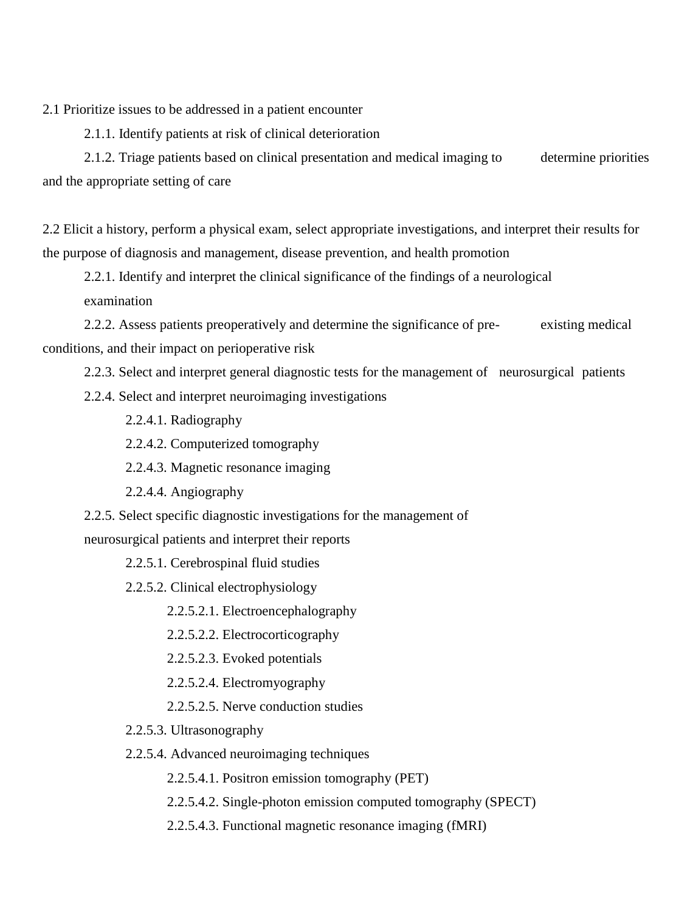2.1 Prioritize issues to be addressed in a patient encounter

- 2.1.1. Identify patients at risk of clinical deterioration
- 2.1.2. Triage patients based on clinical presentation and medical imaging to determine priorities and the appropriate setting of care

2.2 Elicit a history, perform a physical exam, select appropriate investigations, and interpret their results for the purpose of diagnosis and management, disease prevention, and health promotion

- 2.2.1. Identify and interpret the clinical significance of the findings of a neurological examination
- 2.2.2. Assess patients preoperatively and determine the significance of pre-existing medical conditions, and their impact on perioperative risk
- 2.2.3. Select and interpret general diagnostic tests for the management of neurosurgical patients
- 2.2.4. Select and interpret neuroimaging investigations
  - 2.2.4.1. Radiography
  - 2.2.4.2. Computerized tomography
  - 2.2.4.3. Magnetic resonance imaging
  - 2.2.4.4. Angiography
- 2.2.5. Select specific diagnostic investigations for the management of neurosurgical patients and interpret their reports
  - 2.2.5.1. Cerebrospinal fluid studies
  - 2.2.5.2. Clinical electrophysiology
    - 2.2.5.2.1. Electroencephalography
    - 2.2.5.2.2. Electrocorticography
    - 2.2.5.2.3. Evoked potentials
    - 2.2.5.2.4. Electromyography
    - 2.2.5.2.5. Nerve conduction studies
  - 2.2.5.3. Ultrasonography
  - 2.2.5.4. Advanced neuroimaging techniques
    - 2.2.5.4.1. Positron emission tomography (PET)
    - 2.2.5.4.2. Single-photon emission computed tomography (SPECT)
    - 2.2.5.4.3. Functional magnetic resonance imaging (fMRI)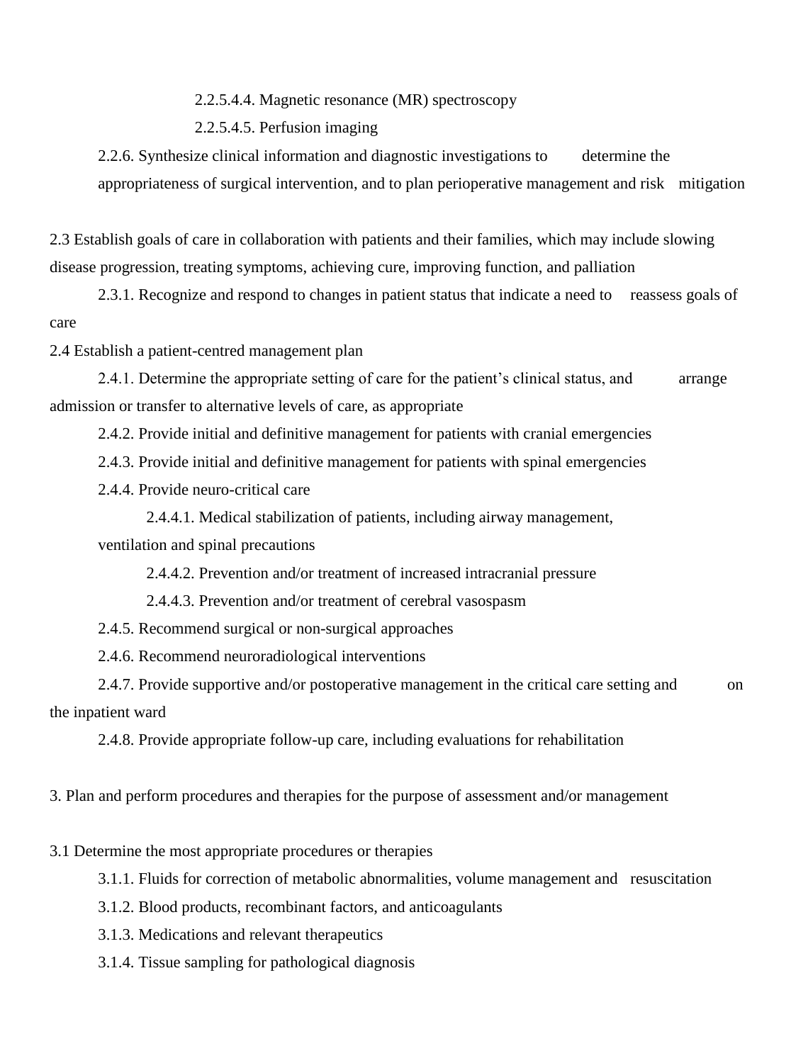2.2.5.4.4. Magnetic resonance (MR) spectroscopy

2.2.5.4.5. Perfusion imaging

2.2.6. Synthesize clinical information and diagnostic investigations to determine the appropriateness of surgical intervention, and to plan perioperative management and risk mitigation

2.3 Establish goals of care in collaboration with patients and their families, which may include slowing disease progression, treating symptoms, achieving cure, improving function, and palliation

2.3.1. Recognize and respond to changes in patient status that indicate a need to reassess goals of care

2.4 Establish a patient-centred management plan

2.4.1. Determine the appropriate setting of care for the patient's clinical status, and arrange admission or transfer to alternative levels of care, as appropriate

2.4.2. Provide initial and definitive management for patients with cranial emergencies

2.4.3. Provide initial and definitive management for patients with spinal emergencies

2.4.4. Provide neuro-critical care

2.4.4.1. Medical stabilization of patients, including airway management, ventilation and spinal precautions

2.4.4.2. Prevention and/or treatment of increased intracranial pressure

2.4.4.3. Prevention and/or treatment of cerebral vasospasm

2.4.5. Recommend surgical or non-surgical approaches

2.4.6. Recommend neuroradiological interventions

2.4.7. Provide supportive and/or postoperative management in the critical care setting and on the inpatient ward

2.4.8. Provide appropriate follow-up care, including evaluations for rehabilitation

3. Plan and perform procedures and therapies for the purpose of assessment and/or management

3.1 Determine the most appropriate procedures or therapies

3.1.1. Fluids for correction of metabolic abnormalities, volume management and resuscitation

3.1.2. Blood products, recombinant factors, and anticoagulants

3.1.3. Medications and relevant therapeutics

3.1.4. Tissue sampling for pathological diagnosis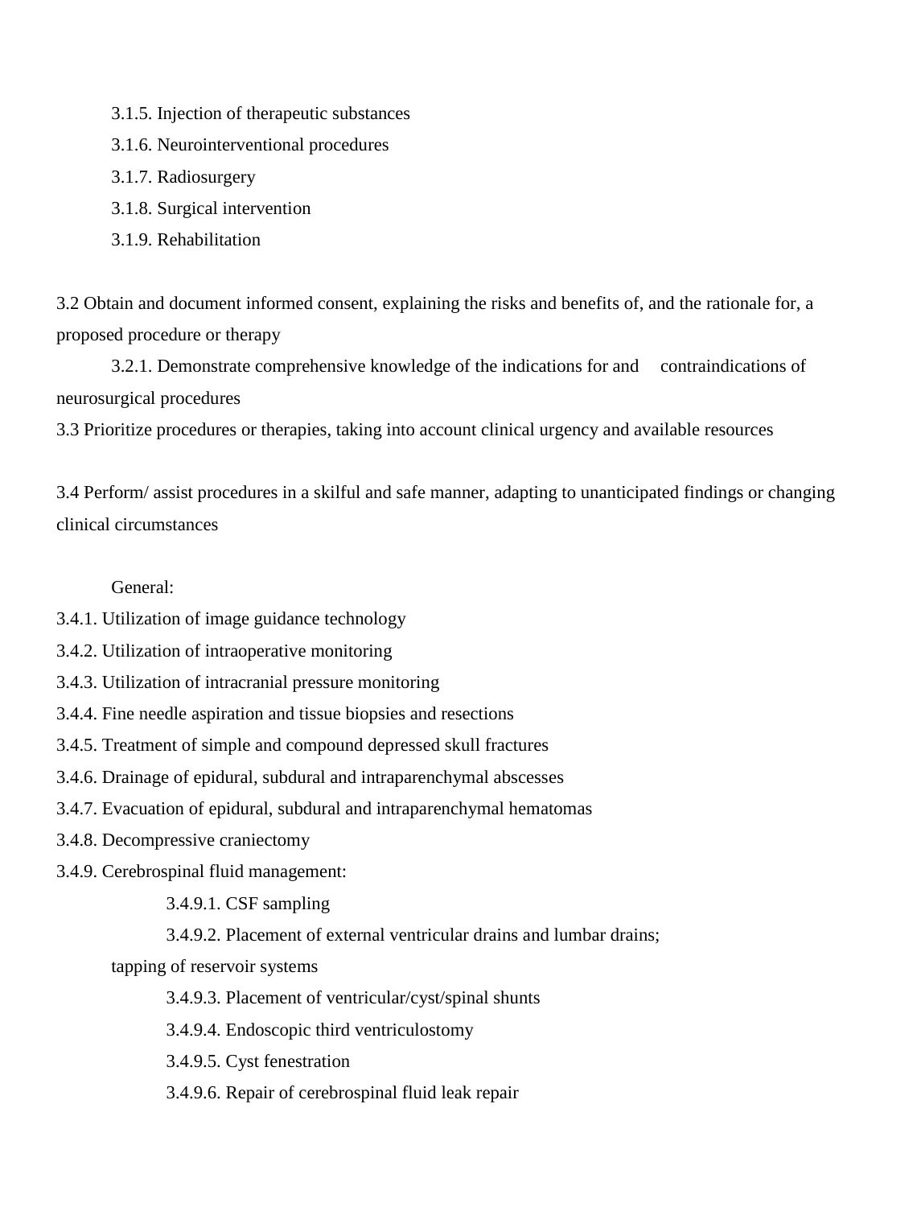- 3.1.5. Injection of therapeutic substances
- 3.1.6. Neurointerventional procedures
- 3.1.7. Radiosurgery
- 3.1.8. Surgical intervention
- 3.1.9. Rehabilitation

3.2 Obtain and document informed consent, explaining the risks and benefits of, and the rationale for, a proposed procedure or therapy

- 3.2.1. Demonstrate comprehensive knowledge of the indications for and contraindications of neurosurgical procedures

3.3 Prioritize procedures or therapies, taking into account clinical urgency and available resources

3.4 Perform/ assist procedures in a skilful and safe manner, adapting to unanticipated findings or changing clinical circumstances

General:

3.4.1. Utilization of image guidance technology

3.4.2. Utilization of intraoperative monitoring

3.4.3. Utilization of intracranial pressure monitoring

3.4.4. Fine needle aspiration and tissue biopsies and resections

3.4.5. Treatment of simple and compound depressed skull fractures

3.4.6. Drainage of epidural, subdural and intraparenchymal abscesses

3.4.7. Evacuation of epidural, subdural and intraparenchymal hematomas

3.4.8. Decompressive craniectomy

3.4.9. Cerebrospinal fluid management:

- 3.4.9.1. CSF sampling
- 3.4.9.2. Placement of external ventricular drains and lumbar drains; tapping of reservoir systems
- 3.4.9.3. Placement of ventricular/cyst/spinal shunts
- 3.4.9.4. Endoscopic third ventriculostomy
- 3.4.9.5. Cyst fenestration
- 3.4.9.6. Repair of cerebrospinal fluid leak repair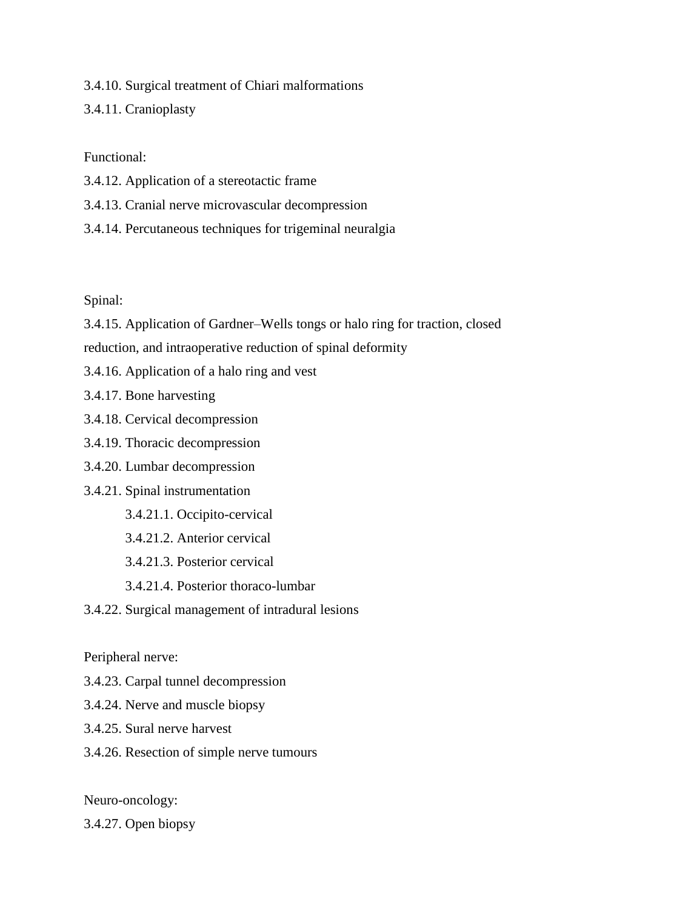3.4.10. Surgical treatment of Chiari malformations

3.4.11. Cranioplasty

Functional:

3.4.12. Application of a stereotactic frame

3.4.13. Cranial nerve microvascular decompression

3.4.14. Percutaneous techniques for trigeminal neuralgia

Spinal:

3.4.15. Application of Gardner–Wells tongs or halo ring for traction, closed reduction, and intraoperative reduction of spinal deformity

3.4.16. Application of a halo ring and vest

3.4.17. Bone harvesting

3.4.18. Cervical decompression

3.4.19. Thoracic decompression

3.4.20. Lumbar decompression

3.4.21. Spinal instrumentation

- 3.4.21.1. Occipito-cervical
- 3.4.21.2. Anterior cervical
- 3.4.21.3. Posterior cervical
- 3.4.21.4. Posterior thoraco-lumbar

3.4.22. Surgical management of intradural lesions

Peripheral nerve:

3.4.23. Carpal tunnel decompression

3.4.24. Nerve and muscle biopsy

3.4.25. Sural nerve harvest

3.4.26. Resection of simple nerve tumours

Neuro-oncology:

3.4.27. Open biopsy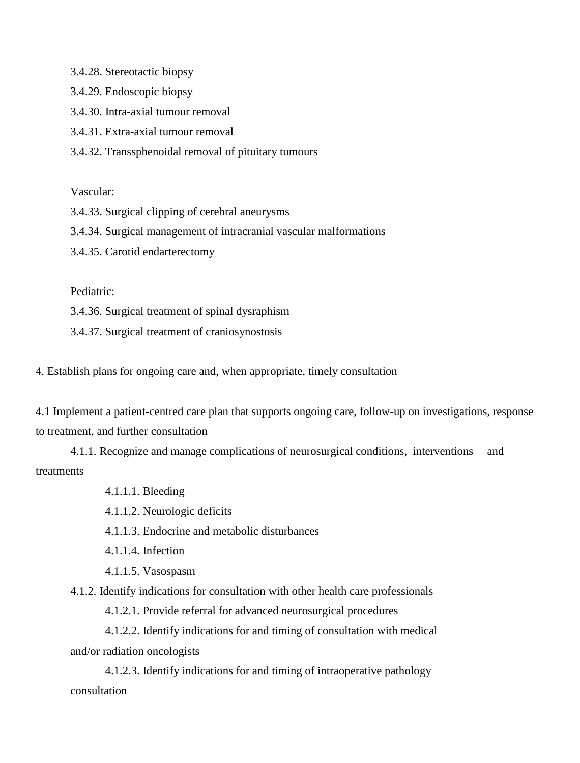3.4.28. Stereotactic biopsy

3.4.29. Endoscopic biopsy

3.4.30. Intra-axial tumour removal

3.4.31. Extra-axial tumour removal

3.4.32. Transsphenoidal removal of pituitary tumours

Vascular:

3.4.33. Surgical clipping of cerebral aneurysms

3.4.34. Surgical management of intracranial vascular malformations

3.4.35. Carotid endarterectomy

Pediatric:

3.4.36. Surgical treatment of spinal dysraphism

3.4.37. Surgical treatment of craniosynostosis

4. Establish plans for ongoing care and, when appropriate, timely consultation

4.1 Implement a patient-centred care plan that supports ongoing care, follow-up on investigations, response to treatment, and further consultation

4.1.1. Recognize and manage complications of neurosurgical conditions, interventions and treatments

4.1.1.1. Bleeding

4.1.1.2. Neurologic deficits

4.1.1.3. Endocrine and metabolic disturbances

4.1.1.4. Infection

4.1.1.5. Vasospasm

4.1.2. Identify indications for consultation with other health care professionals

4.1.2.1. Provide referral for advanced neurosurgical procedures

4.1.2.2. Identify indications for and timing of consultation with medical and/or radiation oncologists

4.1.2.3. Identify indications for and timing of intraoperative pathology consultation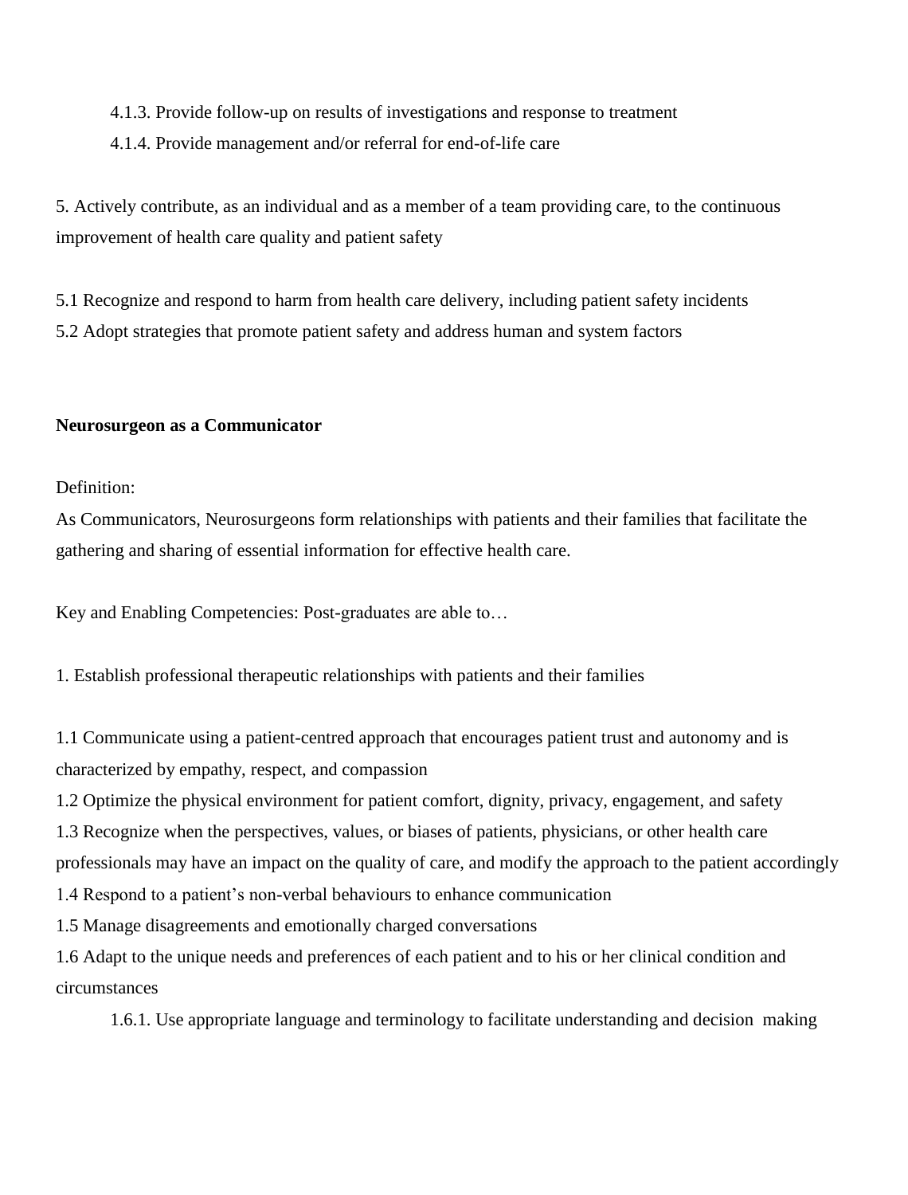4.1.3. Provide follow-up on results of investigations and response to treatment

4.1.4. Provide management and/or referral for end-of-life care

5. Actively contribute, as an individual and as a member of a team providing care, to the continuous improvement of health care quality and patient safety

5.1 Recognize and respond to harm from health care delivery, including patient safety incidents

5.2 Adopt strategies that promote patient safety and address human and system factors

**Neurosurgeon as a Communicator**

Definition:

As Communicators, Neurosurgeons form relationships with patients and their families that facilitate the gathering and sharing of essential information for effective health care.

Key and Enabling Competencies: Post-graduates are able to…

1. Establish professional therapeutic relationships with patients and their families

1.1 Communicate using a patient-centred approach that encourages patient trust and autonomy and is characterized by empathy, respect, and compassion

1.2 Optimize the physical environment for patient comfort, dignity, privacy, engagement, and safety

1.3 Recognize when the perspectives, values, or biases of patients, physicians, or other health care professionals may have an impact on the quality of care, and modify the approach to the patient accordingly

1.4 Respond to a patient's non-verbal behaviours to enhance communication

1.5 Manage disagreements and emotionally charged conversations

1.6 Adapt to the unique needs and preferences of each patient and to his or her clinical condition and circumstances

1.6.1. Use appropriate language and terminology to facilitate understanding and decision making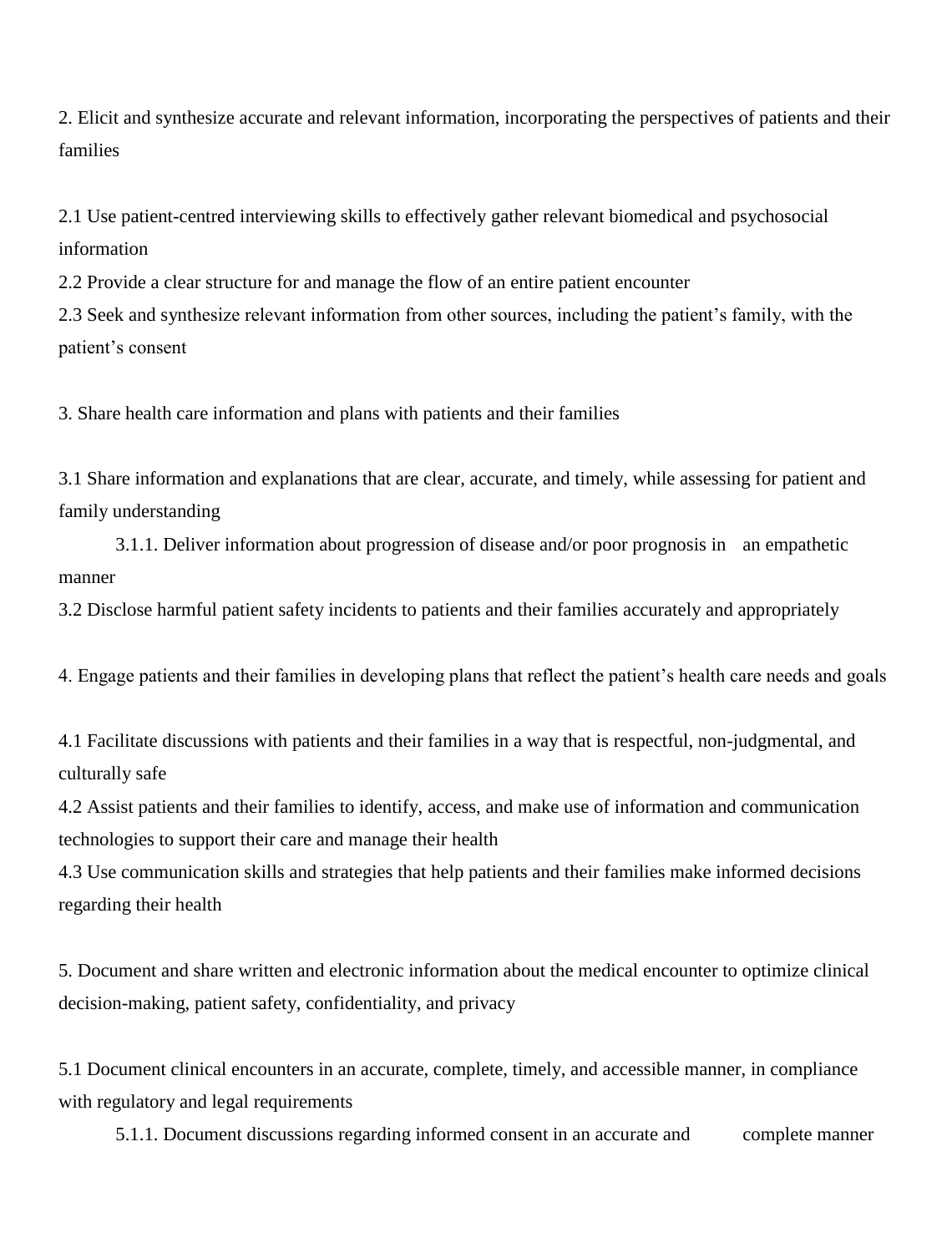2. Elicit and synthesize accurate and relevant information, incorporating the perspectives of patients and their families

2.1 Use patient-centred interviewing skills to effectively gather relevant biomedical and psychosocial information

2.2 Provide a clear structure for and manage the flow of an entire patient encounter

2.3 Seek and synthesize relevant information from other sources, including the patient's family, with the patient's consent

3. Share health care information and plans with patients and their families

3.1 Share information and explanations that are clear, accurate, and timely, while assessing for patient and family understanding

    3.1.1. Deliver information about progression of disease and/or poor prognosis in an empathetic manner

3.2 Disclose harmful patient safety incidents to patients and their families accurately and appropriately

4. Engage patients and their families in developing plans that reflect the patient's health care needs and goals

4.1 Facilitate discussions with patients and their families in a way that is respectful, non-judgmental, and culturally safe

4.2 Assist patients and their families to identify, access, and make use of information and communication technologies to support their care and manage their health

4.3 Use communication skills and strategies that help patients and their families make informed decisions regarding their health

5. Document and share written and electronic information about the medical encounter to optimize clinical decision-making, patient safety, confidentiality, and privacy

5.1 Document clinical encounters in an accurate, complete, timely, and accessible manner, in compliance with regulatory and legal requirements

    5.1.1. Document discussions regarding informed consent in an accurate and complete manner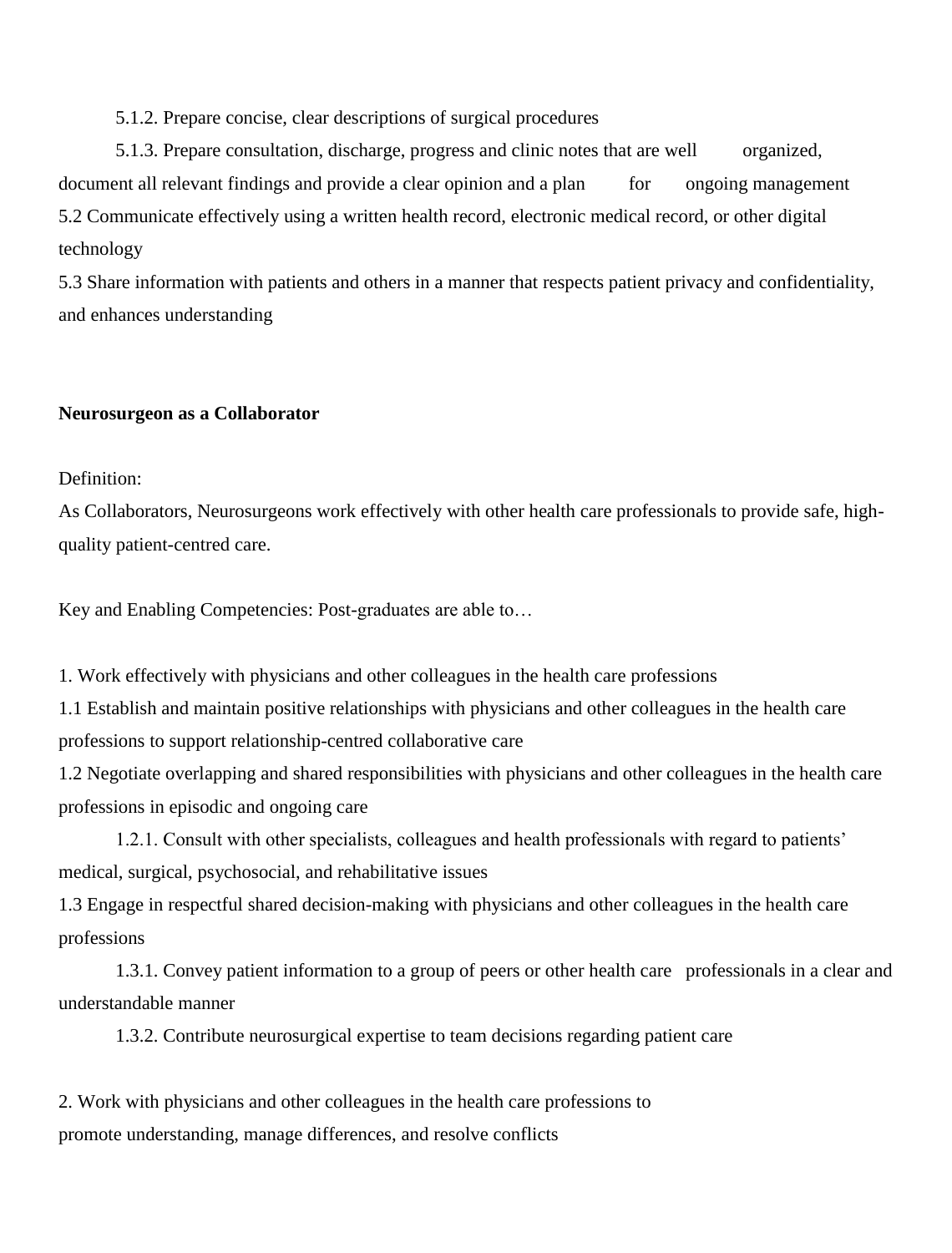5.1.2. Prepare concise, clear descriptions of surgical procedures

5.1.3. Prepare consultation, discharge, progress and clinic notes that are well organized, document all relevant findings and provide a clear opinion and a plan for ongoing management

5.2 Communicate effectively using a written health record, electronic medical record, or other digital technology

5.3 Share information with patients and others in a manner that respects patient privacy and confidentiality, and enhances understanding

**Neurosurgeon as a Collaborator**

Definition:

As Collaborators, Neurosurgeons work effectively with other health care professionals to provide safe, high-quality patient-centred care.

Key and Enabling Competencies: Post-graduates are able to…

1. Work effectively with physicians and other colleagues in the health care professions

1.1 Establish and maintain positive relationships with physicians and other colleagues in the health care professions to support relationship-centred collaborative care

1.2 Negotiate overlapping and shared responsibilities with physicians and other colleagues in the health care professions in episodic and ongoing care

1.2.1. Consult with other specialists, colleagues and health professionals with regard to patients' medical, surgical, psychosocial, and rehabilitative issues

1.3 Engage in respectful shared decision-making with physicians and other colleagues in the health care professions

1.3.1. Convey patient information to a group of peers or other health care professionals in a clear and understandable manner

1.3.2. Contribute neurosurgical expertise to team decisions regarding patient care

2. Work with physicians and other colleagues in the health care professions to promote understanding, manage differences, and resolve conflicts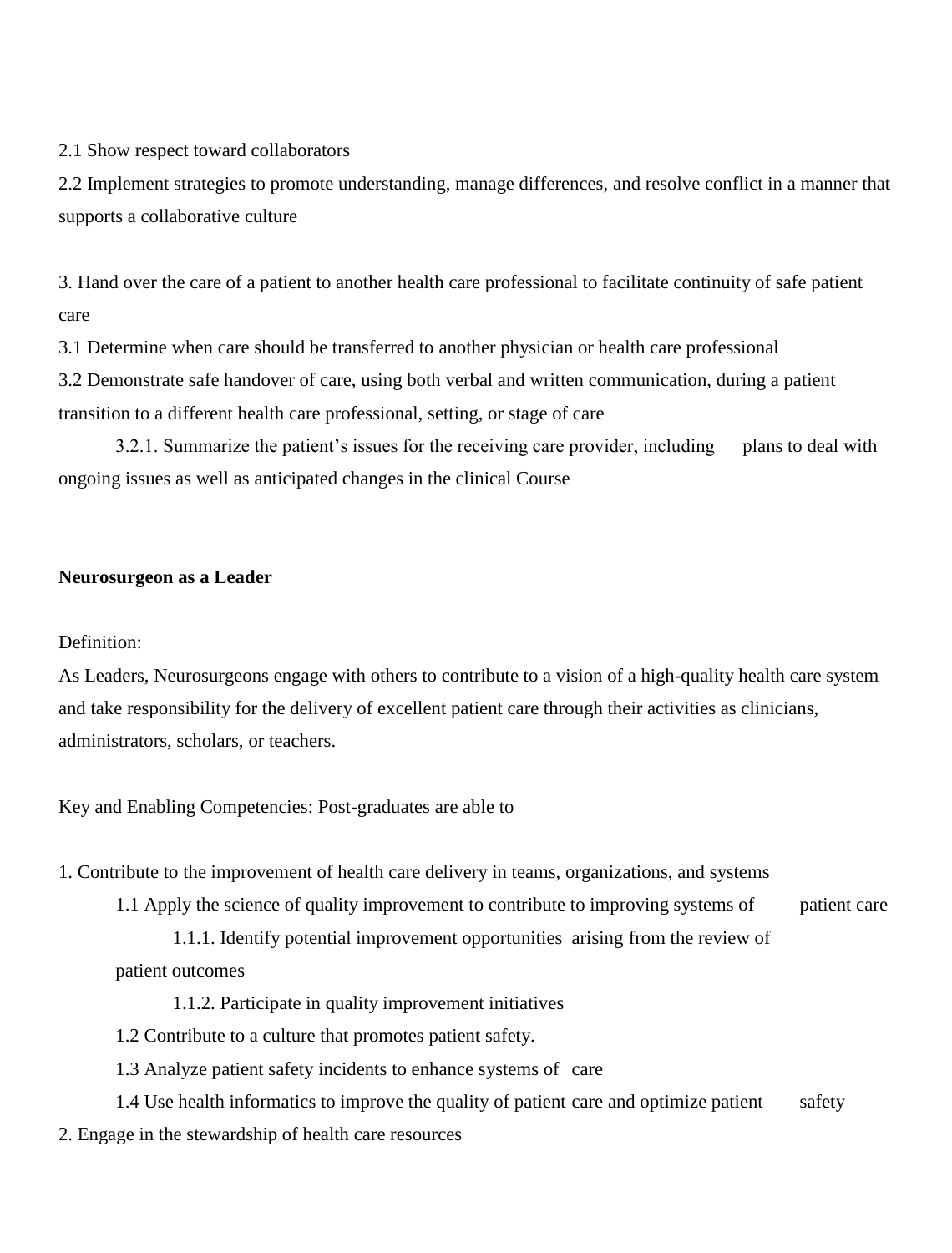2.1 Show respect toward collaborators

2.2 Implement strategies to promote understanding, manage differences, and resolve conflict in a manner that supports a collaborative culture

3. Hand over the care of a patient to another health care professional to facilitate continuity of safe patient care

3.1 Determine when care should be transferred to another physician or health care professional

3.2 Demonstrate safe handover of care, using both verbal and written communication, during a patient transition to a different health care professional, setting, or stage of care

3.2.1. Summarize the patient's issues for the receiving care provider, including plans to deal with ongoing issues as well as anticipated changes in the clinical Course

**Neurosurgeon as a Leader**

Definition:

As Leaders, Neurosurgeons engage with others to contribute to a vision of a high-quality health care system and take responsibility for the delivery of excellent patient care through their activities as clinicians, administrators, scholars, or teachers.

Key and Enabling Competencies: Post-graduates are able to

1. Contribute to the improvement of health care delivery in teams, organizations, and systems
   - 1.1 Apply the science of quality improvement to contribute to improving systems of patient care
     - 1.1.1. Identify potential improvement opportunities arising from the review of patient outcomes
     - 1.1.2. Participate in quality improvement initiatives
   - 1.2 Contribute to a culture that promotes patient safety.
   - 1.3 Analyze patient safety incidents to enhance systems of care
   - 1.4 Use health informatics to improve the quality of patient care and optimize patient safety
2. Engage in the stewardship of health care resources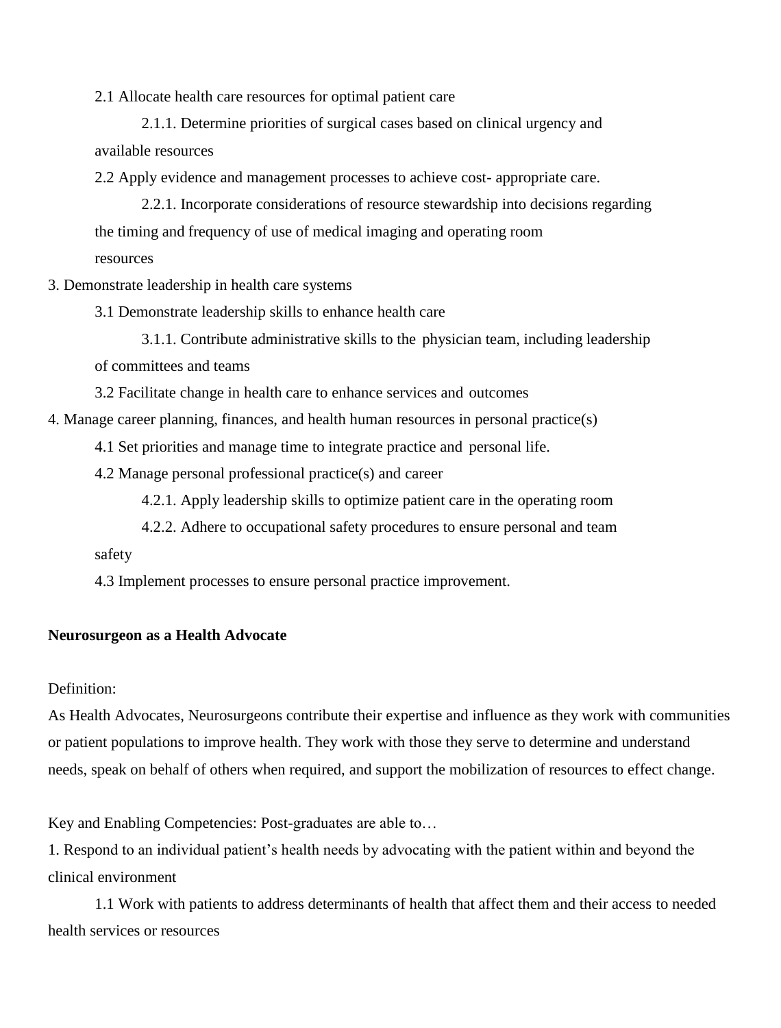2.1 Allocate health care resources for optimal patient care

2.1.1. Determine priorities of surgical cases based on clinical urgency and available resources

2.2 Apply evidence and management processes to achieve cost- appropriate care.

2.2.1. Incorporate considerations of resource stewardship into decisions regarding the timing and frequency of use of medical imaging and operating room resources

3. Demonstrate leadership in health care systems

3.1 Demonstrate leadership skills to enhance health care

3.1.1. Contribute administrative skills to the physician team, including leadership of committees and teams

3.2 Facilitate change in health care to enhance services and outcomes

4. Manage career planning, finances, and health human resources in personal practice(s)

4.1 Set priorities and manage time to integrate practice and personal life.

4.2 Manage personal professional practice(s) and career

4.2.1. Apply leadership skills to optimize patient care in the operating room

4.2.2. Adhere to occupational safety procedures to ensure personal and team safety

4.3 Implement processes to ensure personal practice improvement.

**Neurosurgeon as a Health Advocate**

Definition:
As Health Advocates, Neurosurgeons contribute their expertise and influence as they work with communities or patient populations to improve health. They work with those they serve to determine and understand needs, speak on behalf of others when required, and support the mobilization of resources to effect change.

Key and Enabling Competencies: Post-graduates are able to…

1. Respond to an individual patient's health needs by advocating with the patient within and beyond the clinical environment

1.1 Work with patients to address determinants of health that affect them and their access to needed health services or resources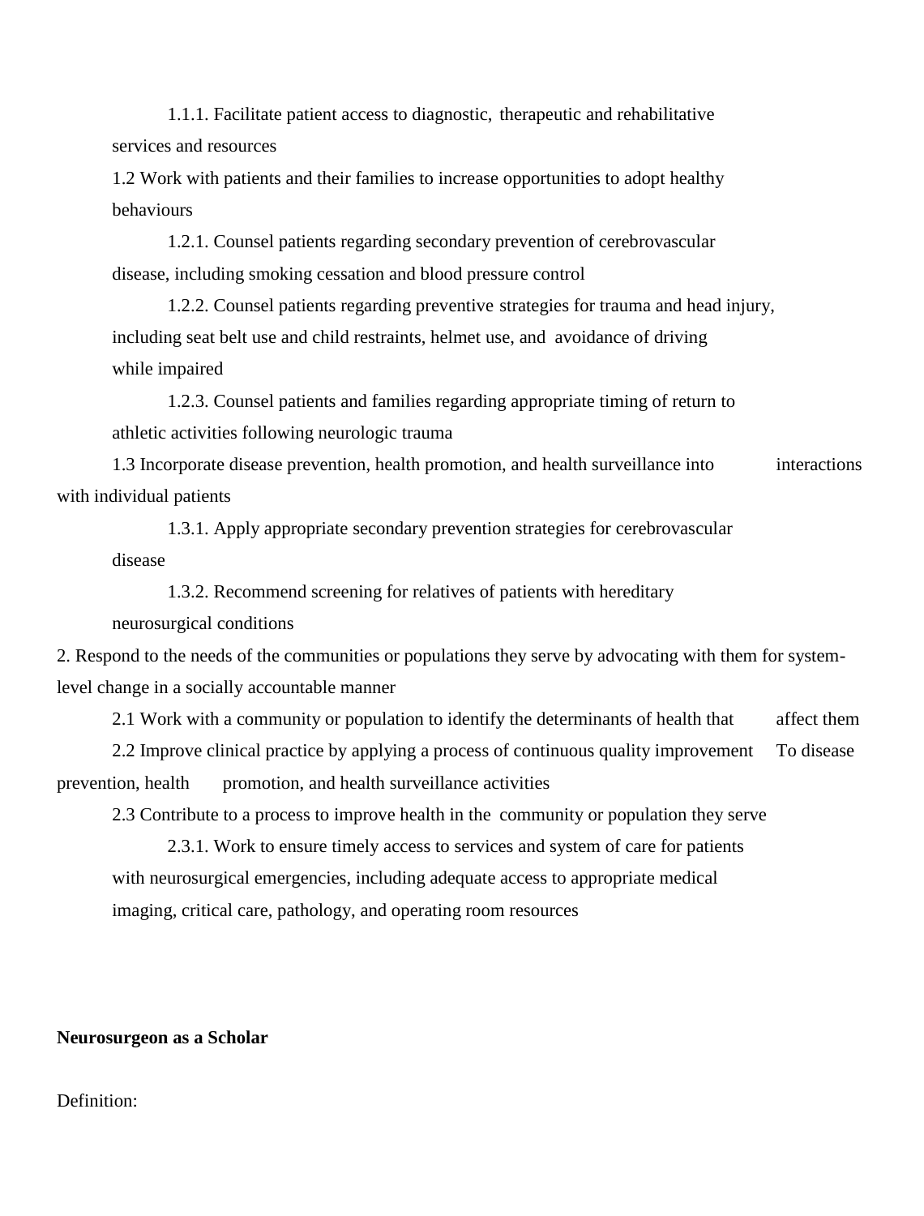1.1.1. Facilitate patient access to diagnostic, therapeutic and rehabilitative services and resources

1.2 Work with patients and their families to increase opportunities to adopt healthy behaviours

1.2.1. Counsel patients regarding secondary prevention of cerebrovascular disease, including smoking cessation and blood pressure control

1.2.2. Counsel patients regarding preventive strategies for trauma and head injury, including seat belt use and child restraints, helmet use, and avoidance of driving while impaired

1.2.3. Counsel patients and families regarding appropriate timing of return to athletic activities following neurologic trauma

1.3 Incorporate disease prevention, health promotion, and health surveillance into interactions with individual patients

1.3.1. Apply appropriate secondary prevention strategies for cerebrovascular disease

1.3.2. Recommend screening for relatives of patients with hereditary neurosurgical conditions

2. Respond to the needs of the communities or populations they serve by advocating with them for system-level change in a socially accountable manner

2.1 Work with a community or population to identify the determinants of health that affect them

2.2 Improve clinical practice by applying a process of continuous quality improvement To disease prevention, health promotion, and health surveillance activities

2.3 Contribute to a process to improve health in the community or population they serve

2.3.1. Work to ensure timely access to services and system of care for patients with neurosurgical emergencies, including adequate access to appropriate medical imaging, critical care, pathology, and operating room resources

**Neurosurgeon as a Scholar**

Definition: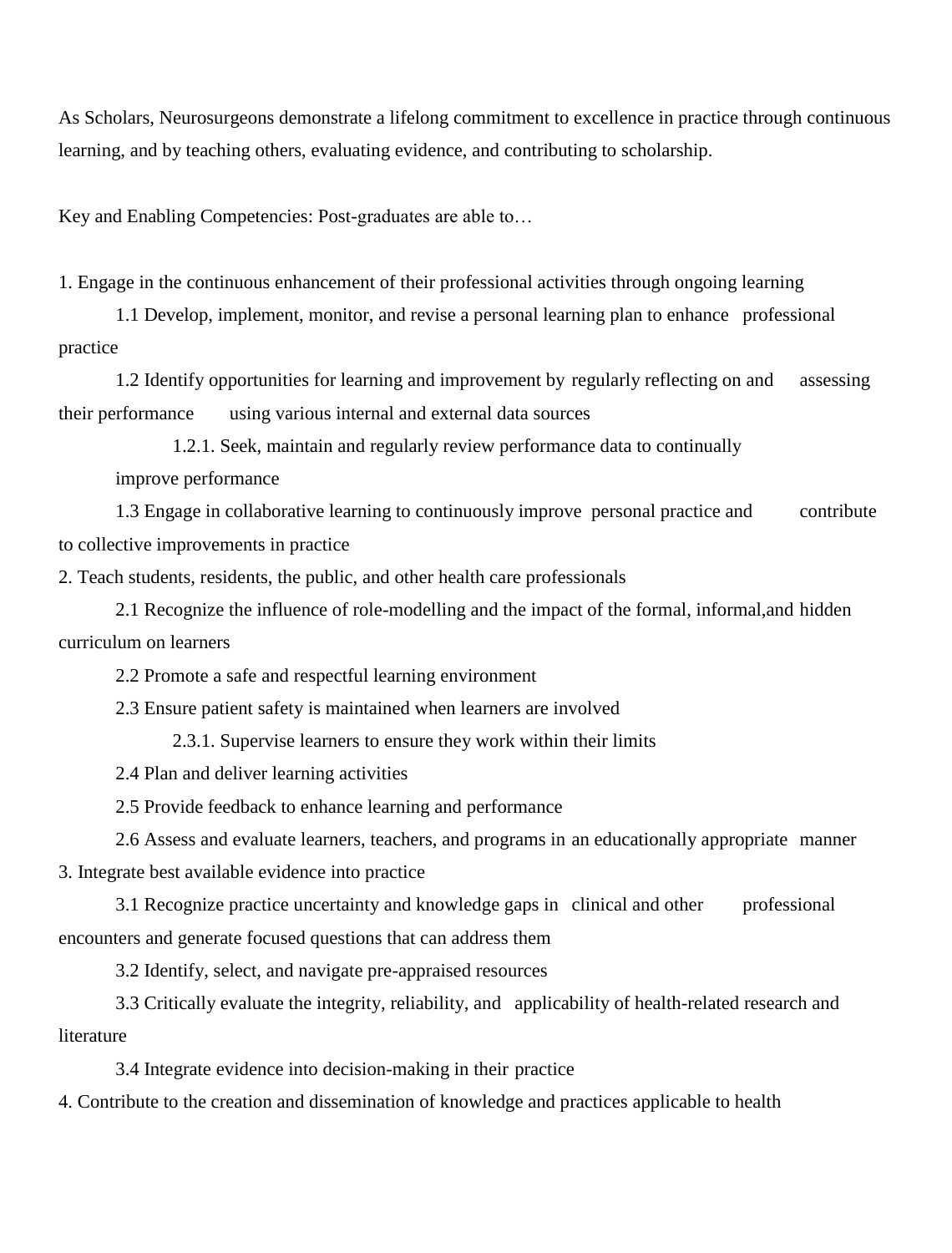As Scholars, Neurosurgeons demonstrate a lifelong commitment to excellence in practice through continuous learning, and by teaching others, evaluating evidence, and contributing to scholarship.

Key and Enabling Competencies: Post-graduates are able to…

1. Engage in the continuous enhancement of their professional activities through ongoing learning
    - 1.1 Develop, implement, monitor, and revise a personal learning plan to enhance professional practice
    - 1.2 Identify opportunities for learning and improvement by regularly reflecting on and assessing their performance using various internal and external data sources
        - 1.2.1. Seek, maintain and regularly review performance data to continually improve performance
    - 1.3 Engage in collaborative learning to continuously improve personal practice and contribute to collective improvements in practice
2. Teach students, residents, the public, and other health care professionals
    - 2.1 Recognize the influence of role-modelling and the impact of the formal, informal, and hidden curriculum on learners
    - 2.2 Promote a safe and respectful learning environment
    - 2.3 Ensure patient safety is maintained when learners are involved
        - 2.3.1. Supervise learners to ensure they work within their limits
    - 2.4 Plan and deliver learning activities
    - 2.5 Provide feedback to enhance learning and performance
    - 2.6 Assess and evaluate learners, teachers, and programs in an educationally appropriate manner
3. Integrate best available evidence into practice
    - 3.1 Recognize practice uncertainty and knowledge gaps in clinical and other professional encounters and generate focused questions that can address them
    - 3.2 Identify, select, and navigate pre-appraised resources
    - 3.3 Critically evaluate the integrity, reliability, and applicability of health-related research and literature
    - 3.4 Integrate evidence into decision-making in their practice
4. Contribute to the creation and dissemination of knowledge and practices applicable to health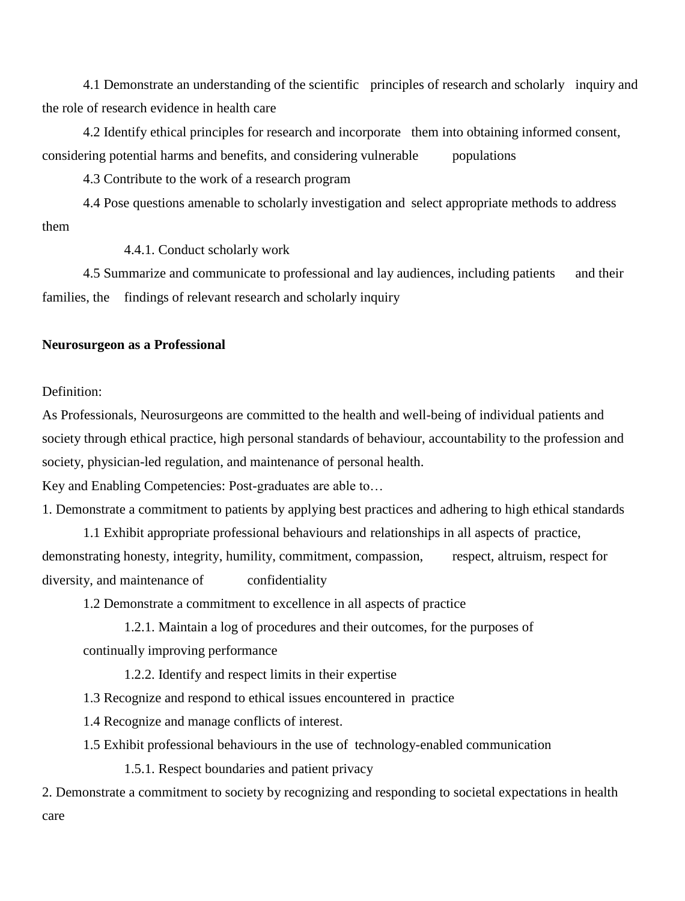4.1 Demonstrate an understanding of the scientific principles of research and scholarly inquiry and the role of research evidence in health care

4.2 Identify ethical principles for research and incorporate them into obtaining informed consent, considering potential harms and benefits, and considering vulnerable populations

4.3 Contribute to the work of a research program

4.4 Pose questions amenable to scholarly investigation and select appropriate methods to address them

4.4.1. Conduct scholarly work

4.5 Summarize and communicate to professional and lay audiences, including patients and their families, the findings of relevant research and scholarly inquiry

**Neurosurgeon as a Professional**

Definition:

As Professionals, Neurosurgeons are committed to the health and well-being of individual patients and society through ethical practice, high personal standards of behaviour, accountability to the profession and society, physician-led regulation, and maintenance of personal health.

Key and Enabling Competencies: Post-graduates are able to…

1. Demonstrate a commitment to patients by applying best practices and adhering to high ethical standards

1.1 Exhibit appropriate professional behaviours and relationships in all aspects of practice, demonstrating honesty, integrity, humility, commitment, compassion, respect, altruism, respect for diversity, and maintenance of confidentiality

1.2 Demonstrate a commitment to excellence in all aspects of practice

1.2.1. Maintain a log of procedures and their outcomes, for the purposes of continually improving performance

1.2.2. Identify and respect limits in their expertise

1.3 Recognize and respond to ethical issues encountered in practice

1.4 Recognize and manage conflicts of interest.

1.5 Exhibit professional behaviours in the use of technology-enabled communication

1.5.1. Respect boundaries and patient privacy

2. Demonstrate a commitment to society by recognizing and responding to societal expectations in health care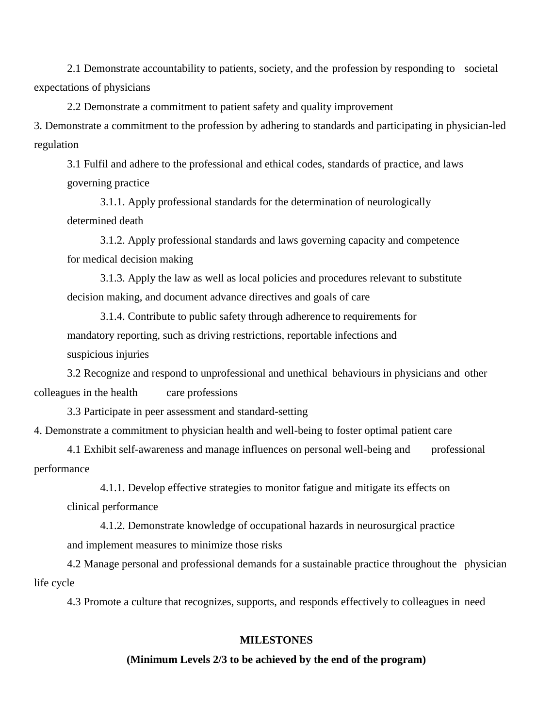2.1 Demonstrate accountability to patients, society, and the profession by responding to societal expectations of physicians

2.2 Demonstrate a commitment to patient safety and quality improvement

3. Demonstrate a commitment to the profession by adhering to standards and participating in physician-led regulation

3.1 Fulfil and adhere to the professional and ethical codes, standards of practice, and laws governing practice

3.1.1. Apply professional standards for the determination of neurologically determined death

3.1.2. Apply professional standards and laws governing capacity and competence for medical decision making

3.1.3. Apply the law as well as local policies and procedures relevant to substitute decision making, and document advance directives and goals of care

3.1.4. Contribute to public safety through adherence to requirements for mandatory reporting, such as driving restrictions, reportable infections and suspicious injuries

3.2 Recognize and respond to unprofessional and unethical behaviours in physicians and other colleagues in the health care professions

3.3 Participate in peer assessment and standard-setting

4. Demonstrate a commitment to physician health and well-being to foster optimal patient care

4.1 Exhibit self-awareness and manage influences on personal well-being and professional performance

4.1.1. Develop effective strategies to monitor fatigue and mitigate its effects on clinical performance

4.1.2. Demonstrate knowledge of occupational hazards in neurosurgical practice and implement measures to minimize those risks

4.2 Manage personal and professional demands for a sustainable practice throughout the physician life cycle

4.3 Promote a culture that recognizes, supports, and responds effectively to colleagues in need

**MILESTONES**

**(Minimum Levels 2/3 to be achieved by the end of the program)**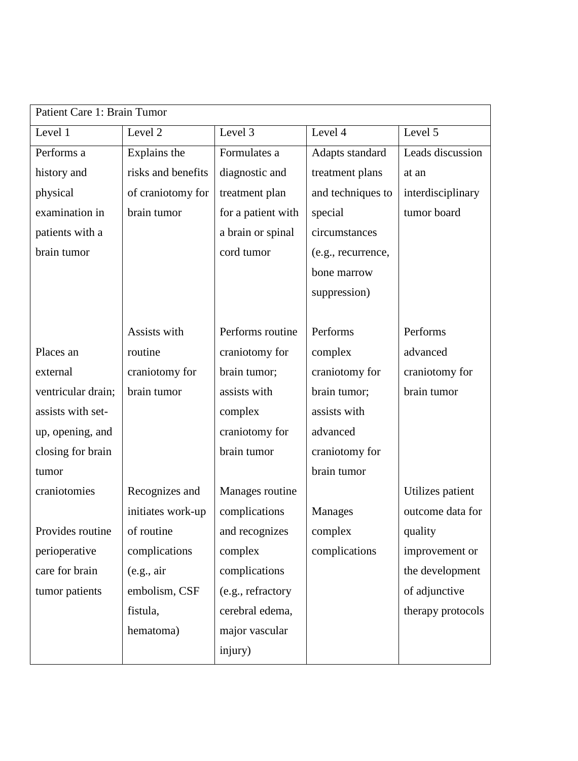| Patient Care 1: Brain Tumor | | | | |
|---|---|---|---|---|
| Level 1 | Level 2 | Level 3 | Level 4 | Level 5 |
| Performs a history and physical examination in patients with a brain tumor | Explains the risks and benefits of craniotomy for brain tumor | Formulates a diagnostic and treatment plan for a patient with a brain or spinal cord tumor | Adapts standard treatment plans and techniques to special circumstances (e.g., recurrence, bone marrow suppression) | Leads discussion at an interdisciplinary tumor board |
| Places an external ventricular drain; assists with set-up, opening, and closing for brain tumor craniotomies | Assists with routine craniotomy for brain tumor | Performs routine craniotomy for brain tumor; assists with complex craniotomy for brain tumor | Performs complex craniotomy for brain tumor; assists with advanced craniotomy for brain tumor | Performs advanced craniotomy for brain tumor |
| Provides routine perioperative care for brain tumor patients | Recognizes and initiates work-up of routine complications (e.g., air embolism, CSF fistula, hematoma) | Manages routine complications and recognizes complex complications (e.g., refractory cerebral edema, major vascular injury) | Manages complex complications | Utilizes patient outcome data for quality improvement or the development of adjunctive therapy protocols |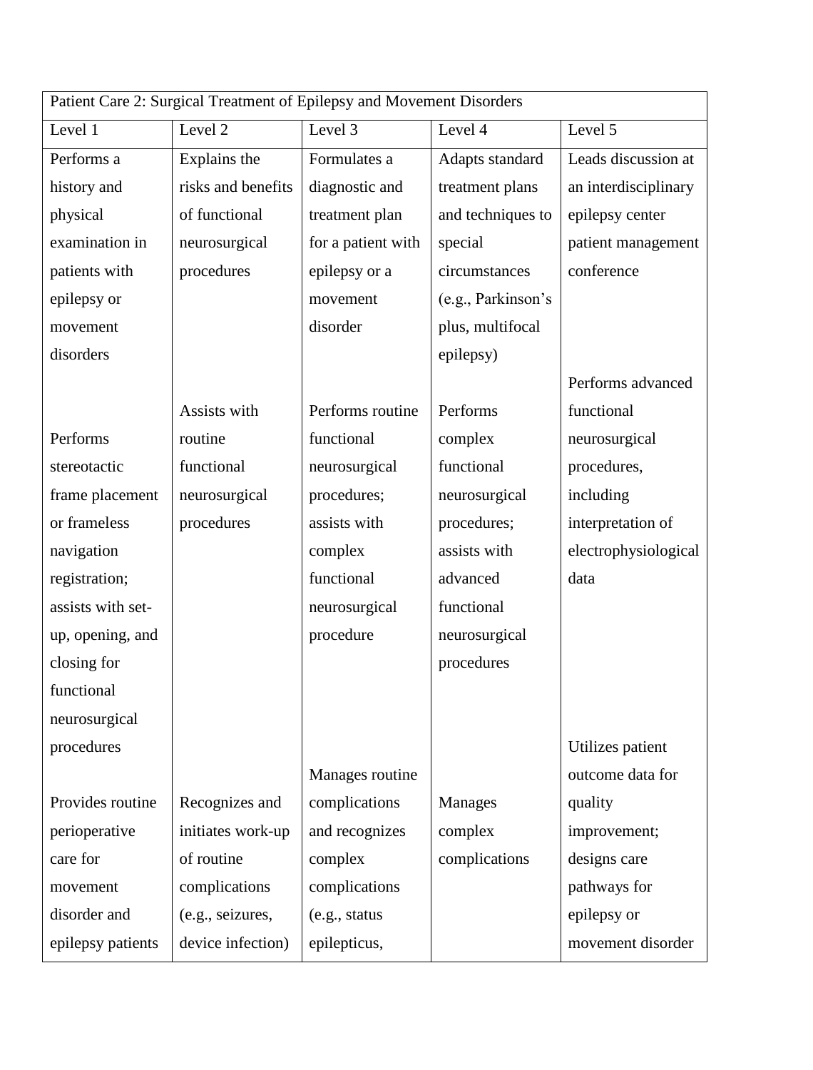| Patient Care 2: Surgical Treatment of Epilepsy and Movement Disorders | | | | |
|---|---|---|---|---|
| Level 1 | Level 2 | Level 3 | Level 4 | Level 5 |
| Performs a history and physical examination in patients with epilepsy or movement disorders | Explains the risks and benefits of functional neurosurgical procedures | Formulates a diagnostic and treatment plan for a patient with epilepsy or a movement disorder | Adapts standard treatment plans and techniques to special circumstances (e.g., Parkinson's plus, multifocal epilepsy) | Leads discussion at an interdisciplinary epilepsy center patient management conference |
| Performs stereotactic frame placement or frameless navigation registration; assists with set-up, opening, and closing for functional neurosurgical procedures | Assists with routine functional neurosurgical procedures | Performs routine functional neurosurgical procedures; assists with complex functional neurosurgical procedure | Performs complex functional neurosurgical procedures; assists with advanced functional neurosurgical procedures | Performs advanced functional neurosurgical procedures, including interpretation of electrophysiological data |
| Provides routine perioperative care for movement disorder and epilepsy patients | Recognizes and initiates work-up of routine complications (e.g., seizures, device infection) | Manages routine complications and recognizes complex complications (e.g., status epilepticus, | Manages complex complications | Utilizes patient outcome data for quality improvement; designs care pathways for epilepsy or movement disorder |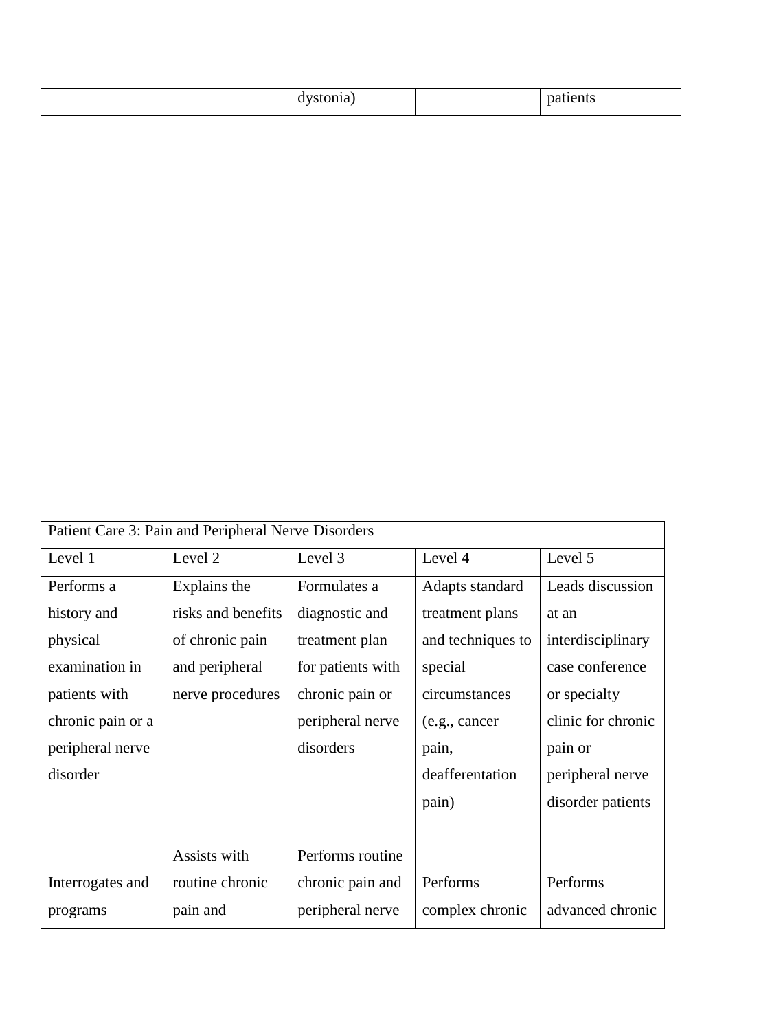| | | dystonia) | | patients |
|---|---|---|---|---|

| Patient Care 3: Pain and Peripheral Nerve Disorders | | | | |
|---|---|---|---|---|
| Level 1 | Level 2 | Level 3 | Level 4 | Level 5 |
| Performs a history and physical examination in patients with chronic pain or a peripheral nerve disorder | Explains the risks and benefits of chronic pain and peripheral nerve procedures | Formulates a diagnostic and treatment plan for patients with chronic pain or peripheral nerve disorders | Adapts standard treatment plans and techniques to special circumstances (e.g., cancer pain, deafferentation pain) | Leads discussion at an interdisciplinary case conference or specialty clinic for chronic pain or peripheral nerve disorder patients |
| Interrogates and programs | Assists with routine chronic pain and | Performs routine chronic pain and peripheral nerve | Performs complex chronic | Performs advanced chronic |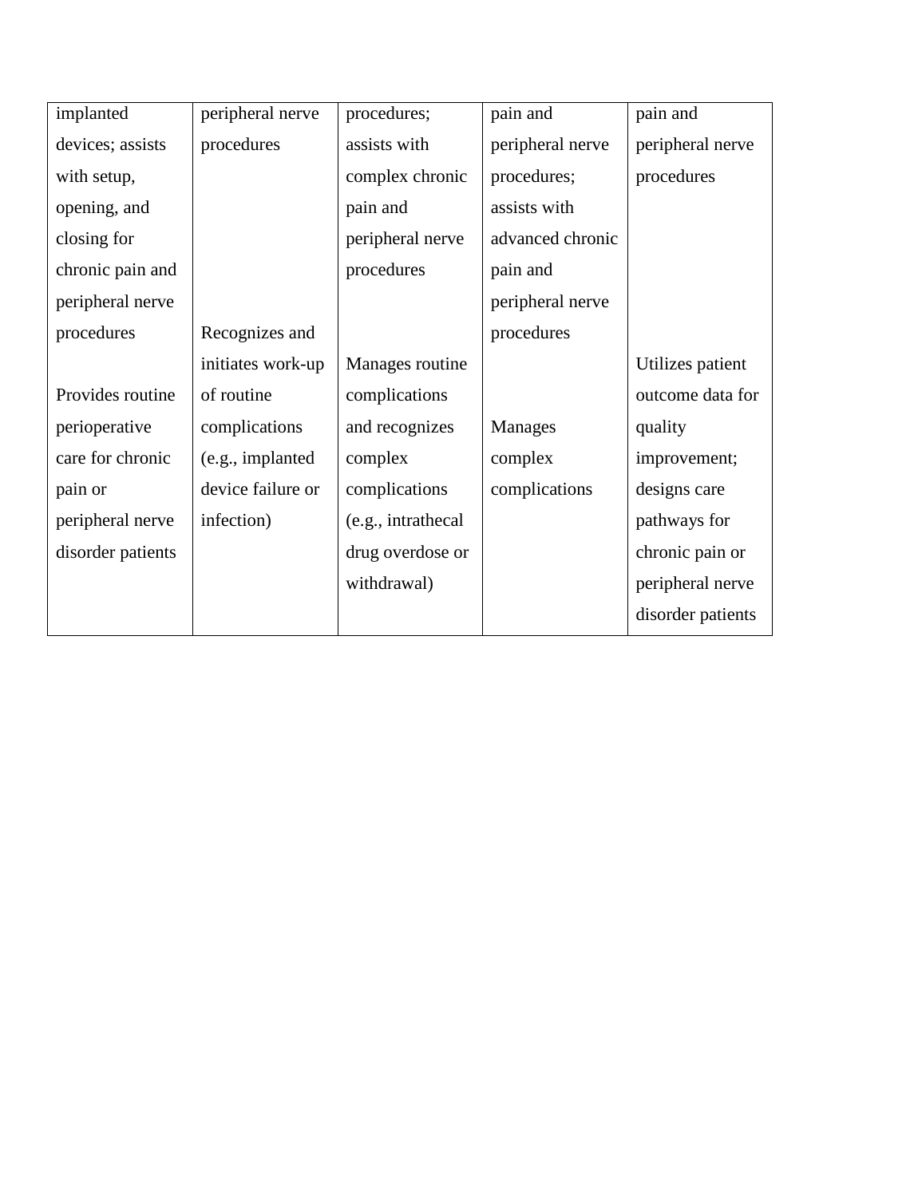| | | | | |
|---|---|---|---|---|
| implanted devices; assists with setup, opening, and closing for chronic pain and peripheral nerve procedures<br><br>Provides routine perioperative care for chronic pain or peripheral nerve disorder patients | peripheral nerve procedures<br><br>Recognizes and initiates work-up of routine complications (e.g., implanted device failure or infection) | procedures; assists with complex chronic pain and peripheral nerve procedures<br><br>Manages routine complications and recognizes complex complications (e.g., intrathecal drug overdose or withdrawal) | pain and peripheral nerve procedures; assists with advanced chronic pain and peripheral nerve procedures<br><br>Manages complex complications | pain and peripheral nerve procedures<br><br>Utilizes patient outcome data for quality improvement; designs care pathways for chronic pain or peripheral nerve disorder patients |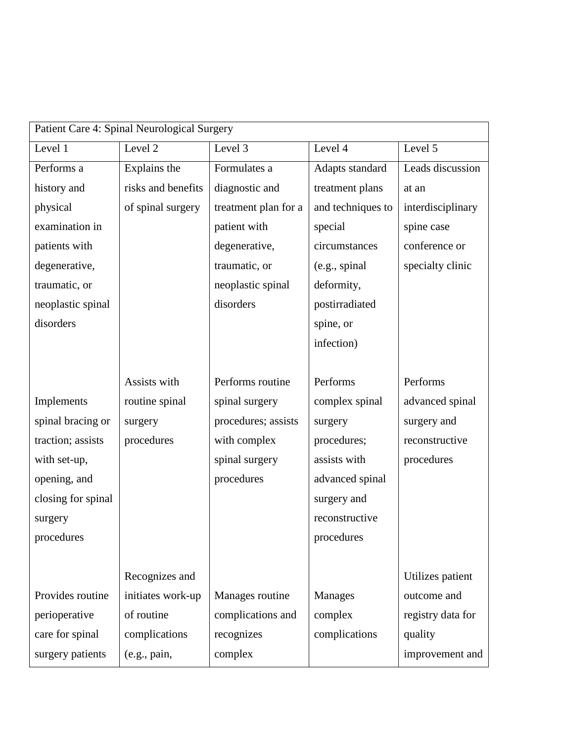| Patient Care 4: Spinal Neurological Surgery | | | | |
|---|---|---|---|---|
| Level 1 | Level 2 | Level 3 | Level 4 | Level 5 |
| Performs a history and physical examination in patients with degenerative, traumatic, or neoplastic spinal disorders | Explains the risks and benefits of spinal surgery | Formulates a diagnostic and treatment plan for a patient with degenerative, traumatic, or neoplastic spinal disorders | Adapts standard treatment plans and techniques to special circumstances (e.g., spinal deformity, postirradiated spine, or infection) | Leads discussion at an interdisciplinary spine case conference or specialty clinic |
| Implements spinal bracing or traction; assists with set-up, opening, and closing for spinal surgery procedures | Assists with routine spinal surgery procedures | Performs routine spinal surgery procedures; assists with complex spinal surgery procedures | Performs complex spinal surgery procedures; assists with advanced spinal surgery and reconstructive procedures | Performs advanced spinal surgery and reconstructive procedures |
| Provides routine perioperative care for spinal surgery patients | Recognizes and initiates work-up of routine complications (e.g., pain, | Manages routine complications and recognizes complex | Manages complex complications | Utilizes patient outcome and registry data for quality improvement and |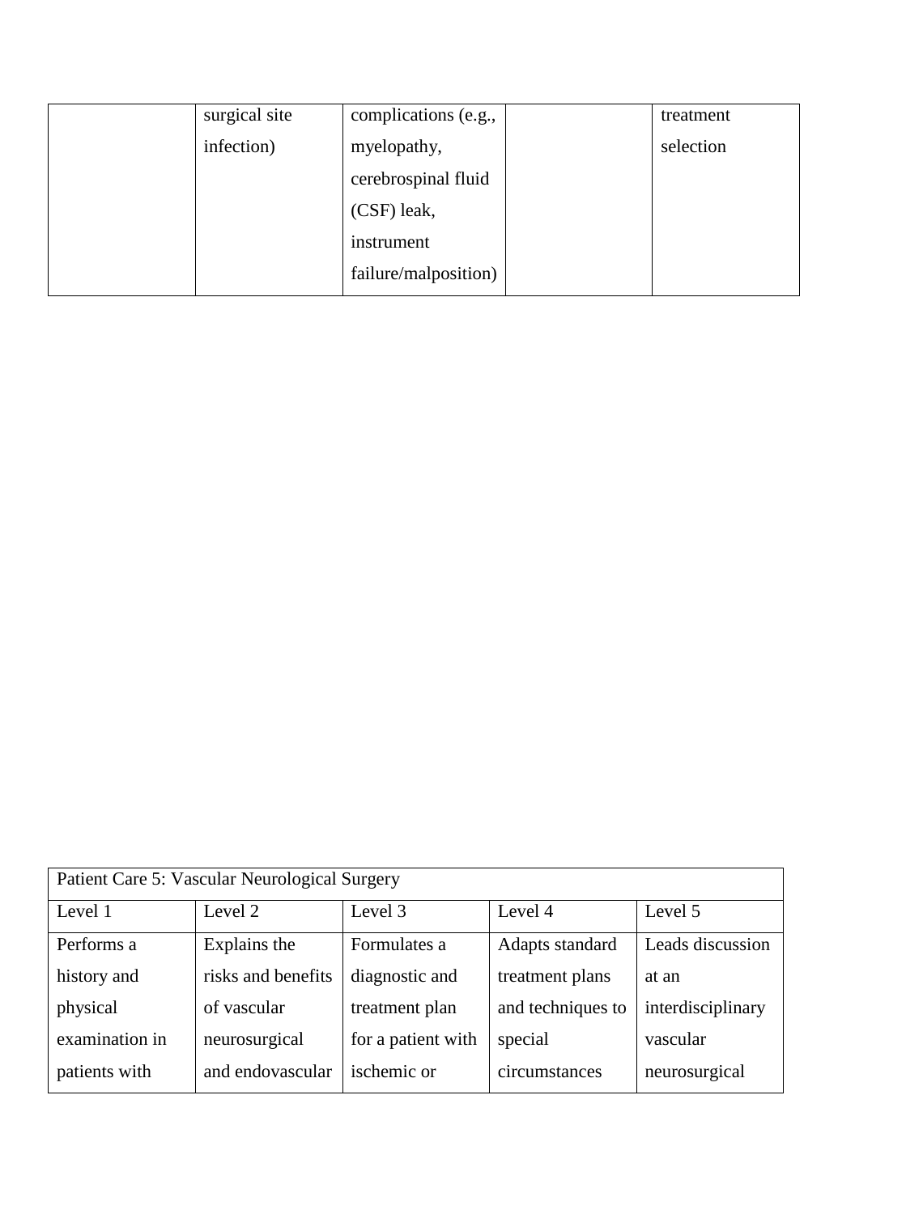| | surgical site infection) | complications (e.g., myelopathy, cerebrospinal fluid (CSF) leak, instrument failure/malposition) | | treatment selection |
|---|---|---|---|---|

| Patient Care 5: Vascular Neurological Surgery | | | | |
|---|---|---|---|---|
| Level 1 | Level 2 | Level 3 | Level 4 | Level 5 |
| Performs a history and physical examination in patients with | Explains the risks and benefits of vascular neurosurgical and endovascular | Formulates a diagnostic and treatment plan for a patient with ischemic or | Adapts standard treatment plans and techniques to special circumstances | Leads discussion at an interdisciplinary vascular neurosurgical |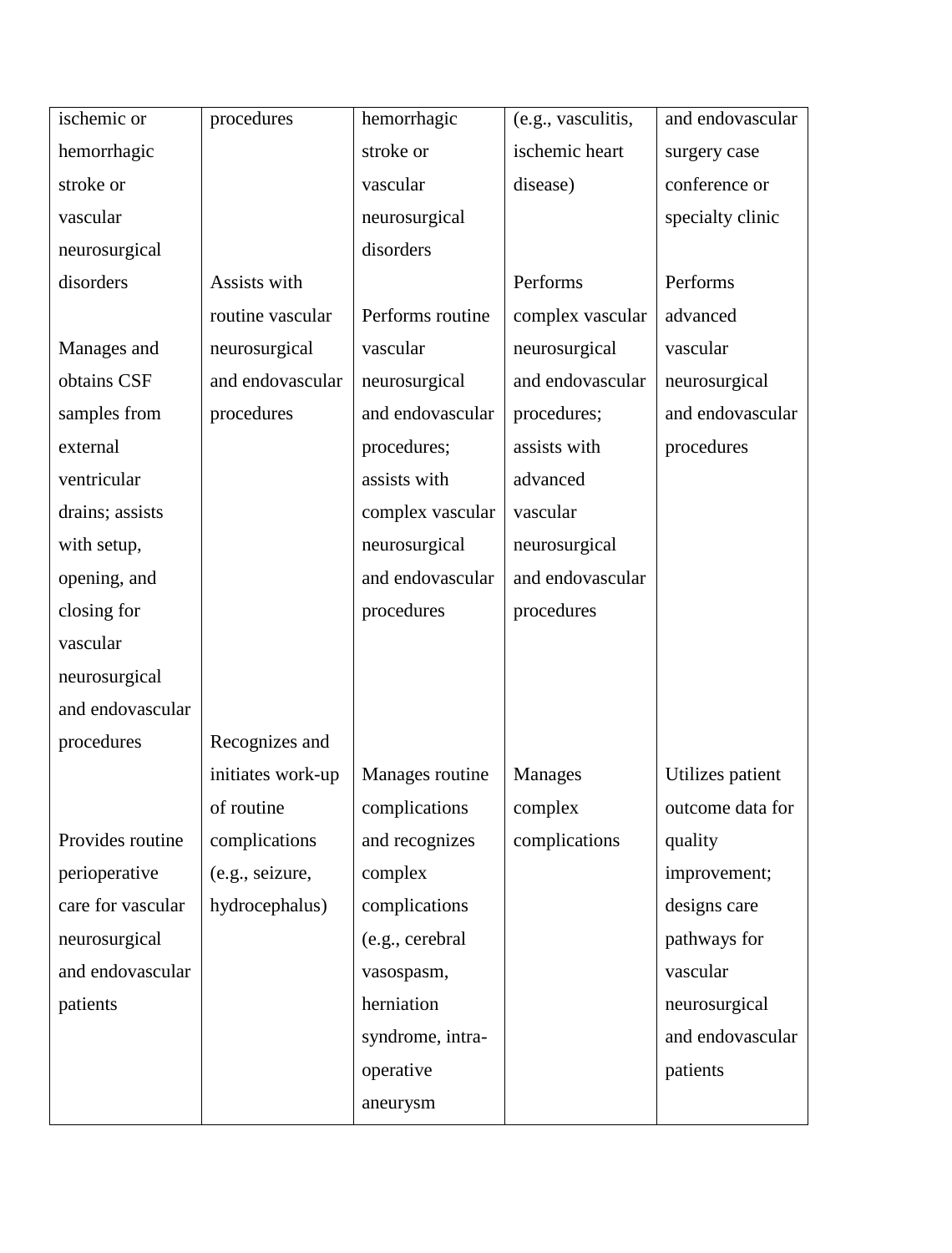| ischemic or hemorrhagic stroke or vascular neurosurgical disorders | procedures | hemorrhagic stroke or vascular neurosurgical disorders | (e.g., vasculitis, ischemic heart disease) | and endovascular surgery case conference or specialty clinic |
|---|---|---|---|---|
| Manages and obtains CSF samples from external ventricular drains; assists with setup, opening, and closing for vascular neurosurgical and endovascular procedures | Assists with routine vascular neurosurgical and endovascular procedures | Performs routine vascular neurosurgical and endovascular procedures; assists with complex vascular neurosurgical and endovascular procedures | Performs complex vascular neurosurgical and endovascular procedures; assists with advanced vascular neurosurgical and endovascular procedures | Performs advanced vascular neurosurgical and endovascular procedures |
| Provides routine perioperative care for vascular neurosurgical and endovascular patients | Recognizes and initiates work-up of routine complications (e.g., seizure, hydrocephalus) | Manages routine complications and recognizes complex complications (e.g., cerebral vasospasm, herniation syndrome, intra-operative aneurysm | Manages complex complications | Utilizes patient outcome data for quality improvement; designs care pathways for vascular neurosurgical and endovascular patients |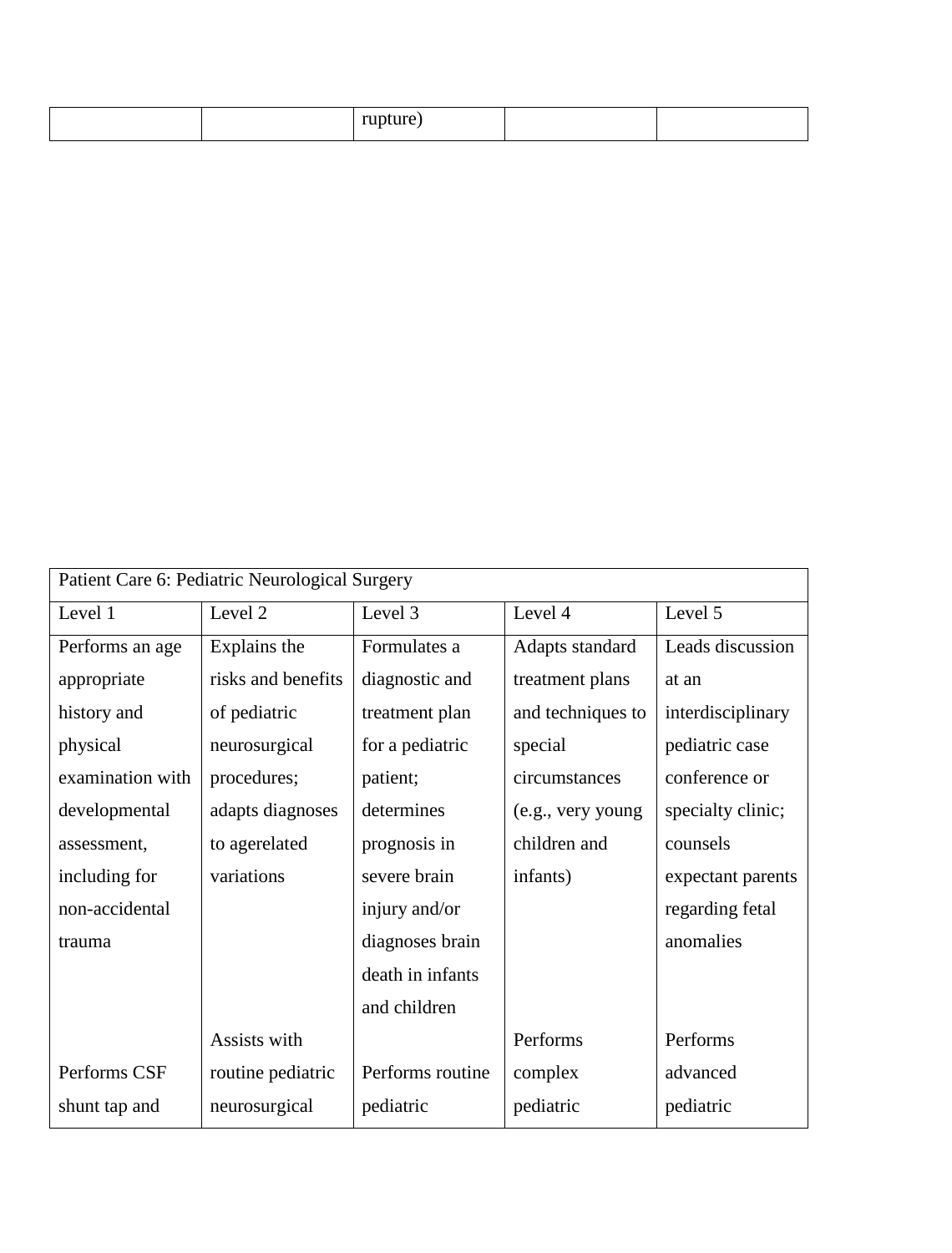| | | rupture) | | |
|---|---|---|---|---|

| Patient Care 6: Pediatric Neurological Surgery | | | | |
|---|---|---|---|---|
| Level 1 | Level 2 | Level 3 | Level 4 | Level 5 |
| Performs an age appropriate history and physical examination with developmental assessment, including for non-accidental trauma | Explains the risks and benefits of pediatric neurosurgical procedures; adapts diagnoses to agerelated variations | Formulates a diagnostic and treatment plan for a pediatric patient; determines prognosis in severe brain injury and/or diagnoses brain death in infants and children | Adapts standard treatment plans and techniques to special circumstances (e.g., very young children and infants) | Leads discussion at an interdisciplinary pediatric case conference or specialty clinic; counsels expectant parents regarding fetal anomalies |
| Performs CSF shunt tap and | Assists with routine pediatric neurosurgical | Performs routine pediatric | Performs complex pediatric | Performs advanced pediatric |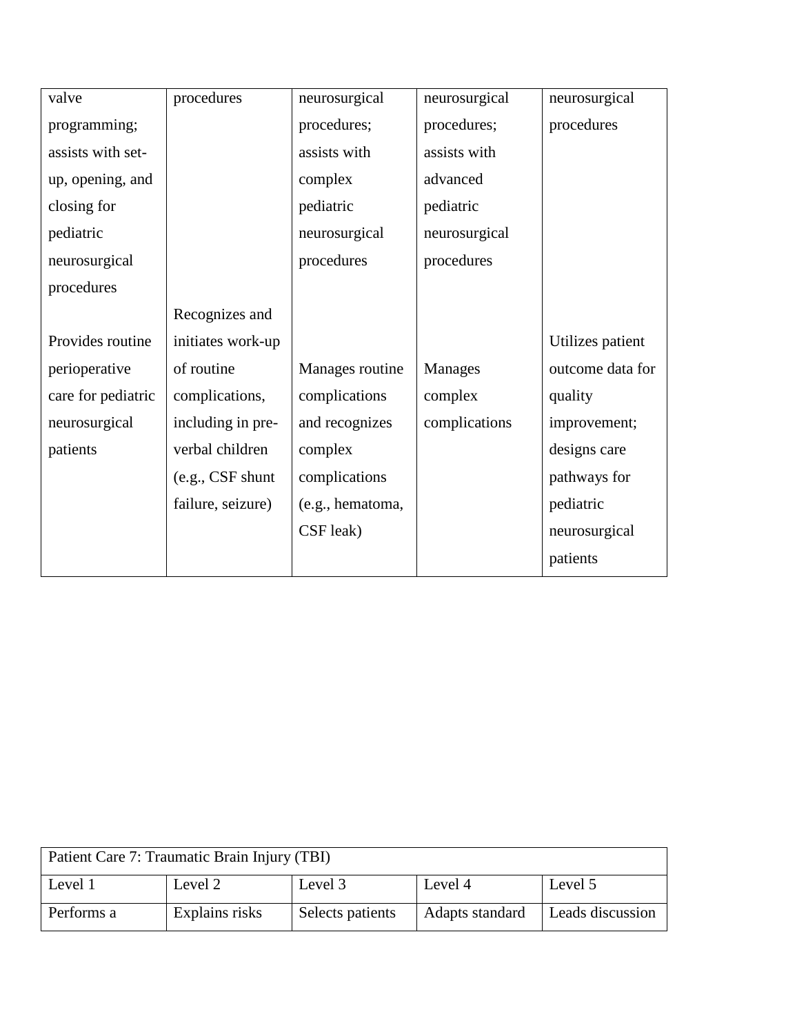| | | | | |
|---|---|---|---|---|
| valve programming; assists with set-up, opening, and closing for pediatric neurosurgical procedures | procedures | neurosurgical procedures; assists with complex pediatric neurosurgical procedures | neurosurgical procedures; assists with advanced pediatric neurosurgical procedures | neurosurgical procedures |
| Provides routine perioperative care for pediatric neurosurgical patients | Recognizes and initiates work-up of routine complications, including in pre-verbal children (e.g., CSF shunt failure, seizure) | Manages routine complications and recognizes complex complications (e.g., hematoma, CSF leak) | Manages complex complications | Utilizes patient outcome data for quality improvement; designs care pathways for pediatric neurosurgical patients |

| Patient Care 7: Traumatic Brain Injury (TBI) | | | | |
|---|---|---|---|---|
| Level 1 | Level 2 | Level 3 | Level 4 | Level 5 |
| Performs a | Explains risks | Selects patients | Adapts standard | Leads discussion |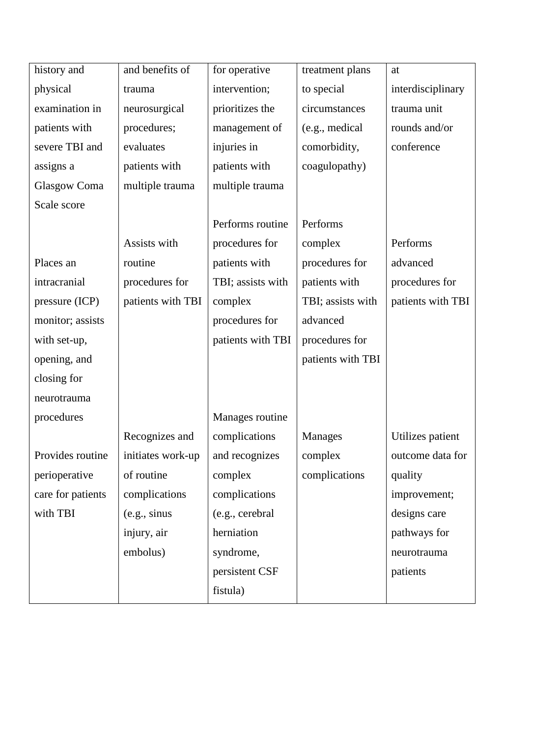| | | | | |
|---|---|---|---|---|
| history and physical examination in patients with severe TBI and assigns a Glasgow Coma Scale score | and benefits of trauma neurosurgical procedures; evaluates patients with multiple trauma | for operative intervention; prioritizes the management of injuries in patients with multiple trauma | treatment plans to special circumstances (e.g., medical comorbidity, coagulopathy) | at interdisciplinary trauma unit rounds and/or conference |
| Places an intracranial pressure (ICP) monitor; assists with set-up, opening, and closing for neurotrauma procedures | Assists with routine procedures for patients with TBI | Performs routine procedures for patients with TBI; assists with complex procedures for patients with TBI | Performs complex procedures for patients with TBI; assists with advanced procedures for patients with TBI | Performs advanced procedures for patients with TBI |
| Provides routine perioperative care for patients with TBI | Recognizes and initiates work-up of routine complications (e.g., sinus injury, air embolus) | Manages routine complications and recognizes complex complications (e.g., cerebral herniation syndrome, persistent CSF fistula) | Manages complex complications | Utilizes patient outcome data for quality improvement; designs care pathways for neurotrauma patients |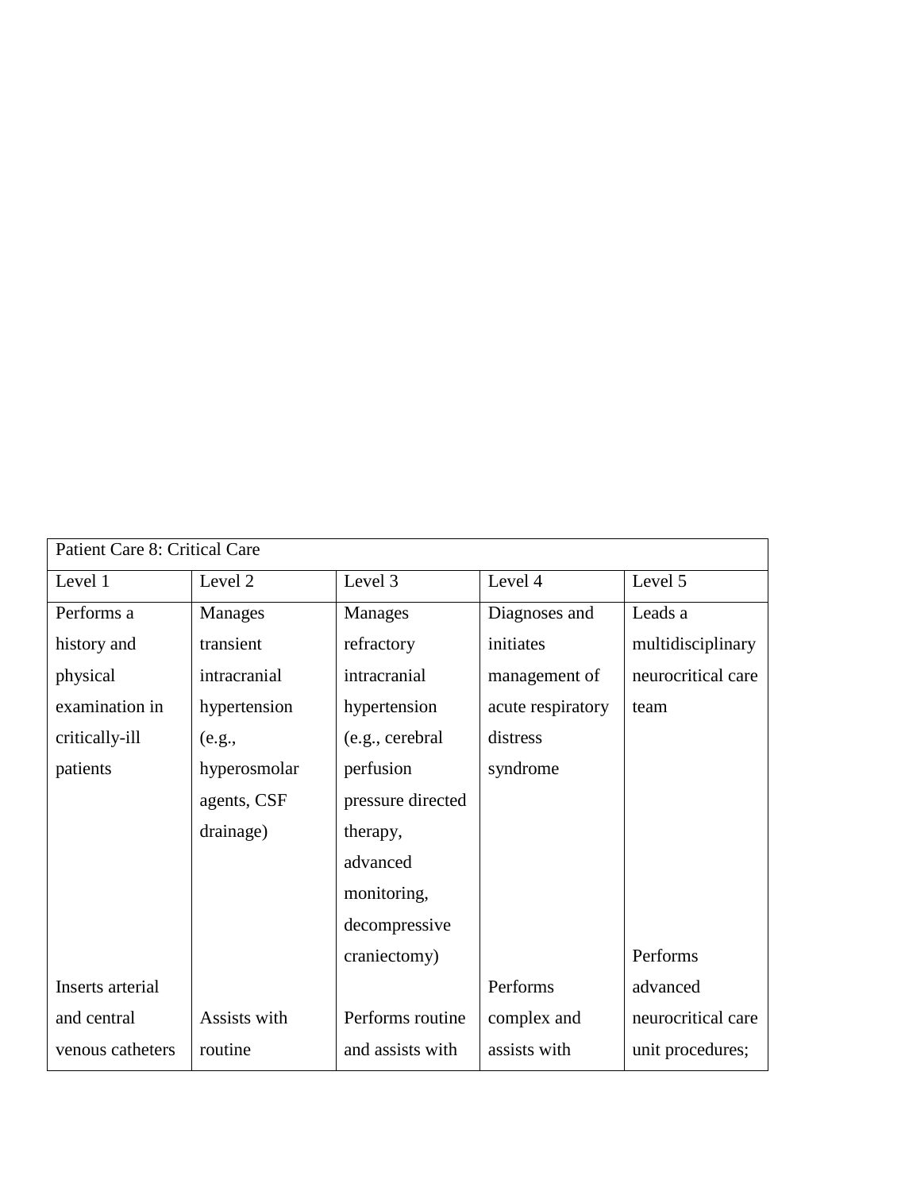| Patient Care 8: Critical Care | | | | |
|---|---|---|---|---|
| Level 1 | Level 2 | Level 3 | Level 4 | Level 5 |
| Performs a history and physical examination in critically-ill patients | Manages transient intracranial hypertension (e.g., hyperosmolar agents, CSF drainage) | Manages refractory intracranial hypertension (e.g., cerebral perfusion pressure directed therapy, advanced monitoring, decompressive craniectomy) | Diagnoses and initiates management of acute respiratory distress syndrome | Leads a multidisciplinary neurocritical care team |
| Inserts arterial and central venous catheters | Assists with routine | Performs routine and assists with | Performs complex and assists with | Performs advanced neurocritical care unit procedures; |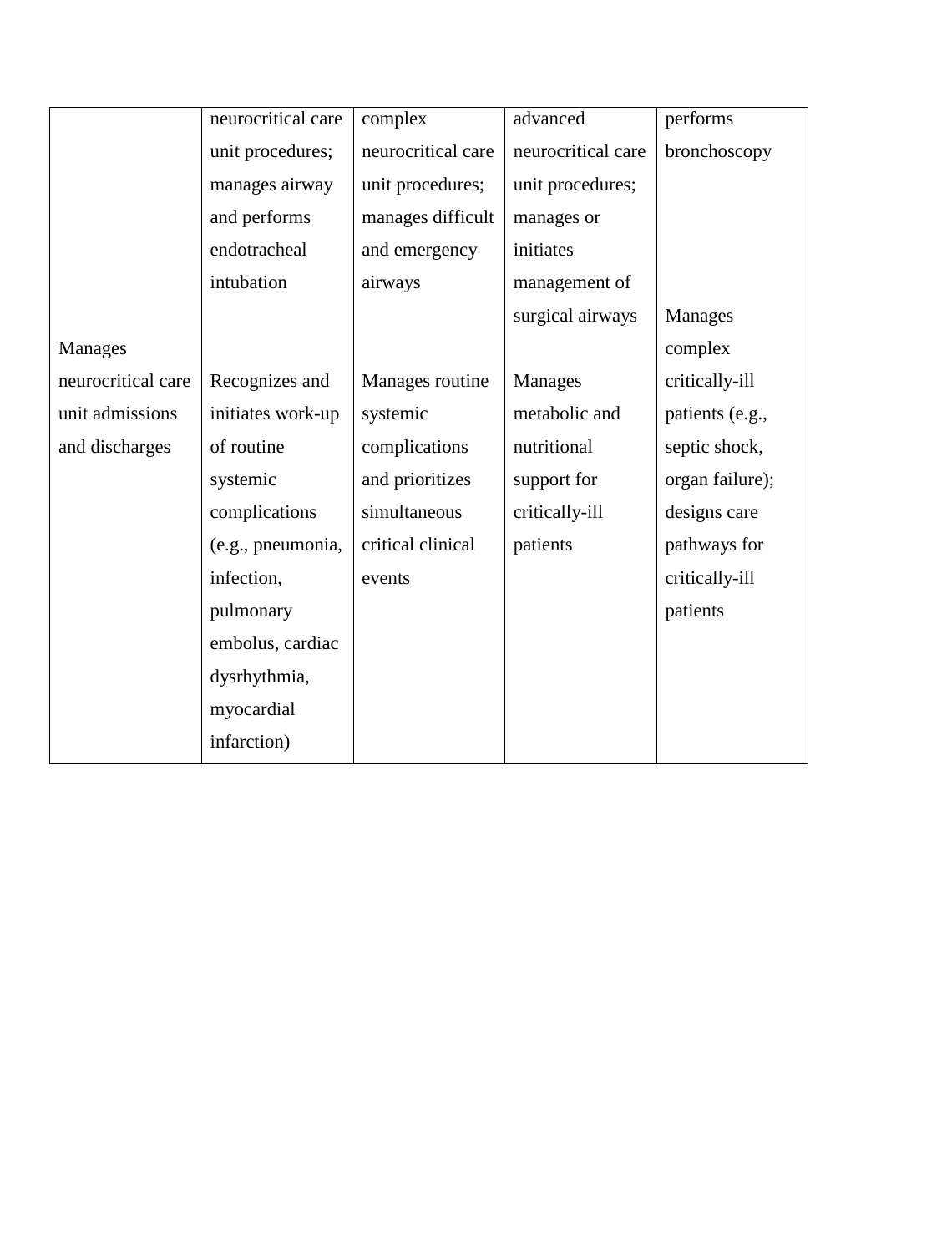| | | | | |
|---|---|---|---|---|
| Manages neurocritical care unit admissions and discharges | neurocritical care unit procedures; manages airway and performs endotracheal intubation<br><br>Recognizes and initiates work-up of routine systemic complications (e.g., pneumonia, infection, pulmonary embolus, cardiac dysrhythmia, myocardial infarction) | complex neurocritical care unit procedures; manages difficult and emergency airways<br><br>Manages routine systemic complications and prioritizes simultaneous critical clinical events | advanced neurocritical care unit procedures; manages or initiates management of surgical airways<br><br>Manages metabolic and nutritional support for critically-ill patients | performs bronchoscopy<br><br>Manages complex critically-ill patients (e.g., septic shock, organ failure); designs care pathways for critically-ill patients |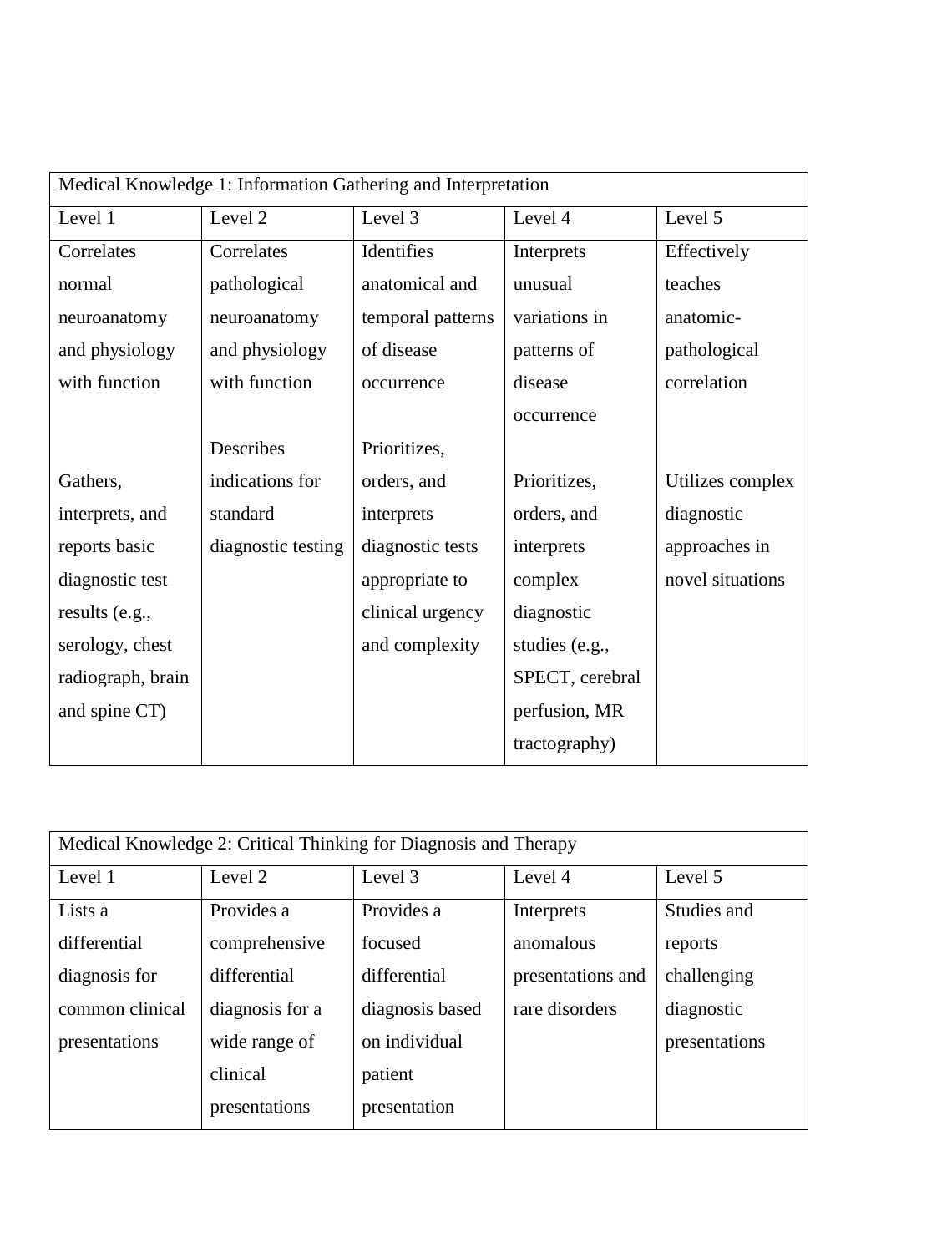| Medical Knowledge 1: Information Gathering and Interpretation | | | | |
|---|---|---|---|---|
| Level 1 | Level 2 | Level 3 | Level 4 | Level 5 |
| Correlates normal neuroanatomy and physiology with function<br><br>Gathers, interprets, and reports basic diagnostic test results (e.g., serology, chest radiograph, brain and spine CT) | Correlates pathological neuroanatomy and physiology with function<br><br>Describes indications for standard diagnostic testing | Identifies anatomical and temporal patterns of disease occurrence<br><br>Prioritizes, orders, and interprets diagnostic tests appropriate to clinical urgency and complexity | Interprets unusual variations in patterns of disease occurrence<br><br>Prioritizes, orders, and interprets complex diagnostic studies (e.g., SPECT, cerebral perfusion, MR tractography) | Effectively teaches anatomic-pathological correlation<br><br>Utilizes complex diagnostic approaches in novel situations |

| Medical Knowledge 2: Critical Thinking for Diagnosis and Therapy | | | | |
|---|---|---|---|---|
| Level 1 | Level 2 | Level 3 | Level 4 | Level 5 |
| Lists a differential diagnosis for common clinical presentations | Provides a comprehensive differential diagnosis for a wide range of clinical presentations | Provides a focused differential diagnosis based on individual patient presentation | Interprets anomalous presentations and rare disorders | Studies and reports challenging diagnostic presentations |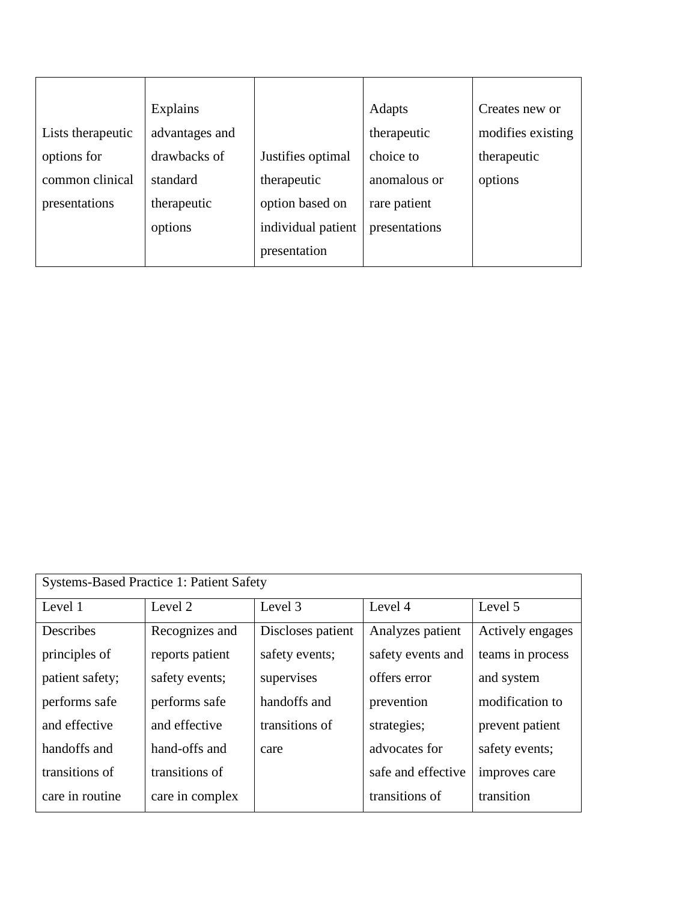| | | | | |
|---|---|---|---|---|
| Lists therapeutic options for common clinical presentations | Explains advantages and drawbacks of standard therapeutic options | Justifies optimal therapeutic option based on individual patient presentation | Adapts therapeutic choice to anomalous or rare patient presentations | Creates new or modifies existing therapeutic options |

| Systems-Based Practice 1: Patient Safety | | | | |
|---|---|---|---|---|
| Level 1 | Level 2 | Level 3 | Level 4 | Level 5 |
| Describes principles of patient safety; performs safe and effective handoffs and transitions of care in routine | Recognizes and reports patient safety events; performs safe and effective hand-offs and transitions of care in complex | Discloses patient safety events; supervises handoffs and transitions of care | Analyzes patient safety events and offers error prevention strategies; advocates for safe and effective transitions of | Actively engages teams in process and system modification to prevent patient safety events; improves care transition |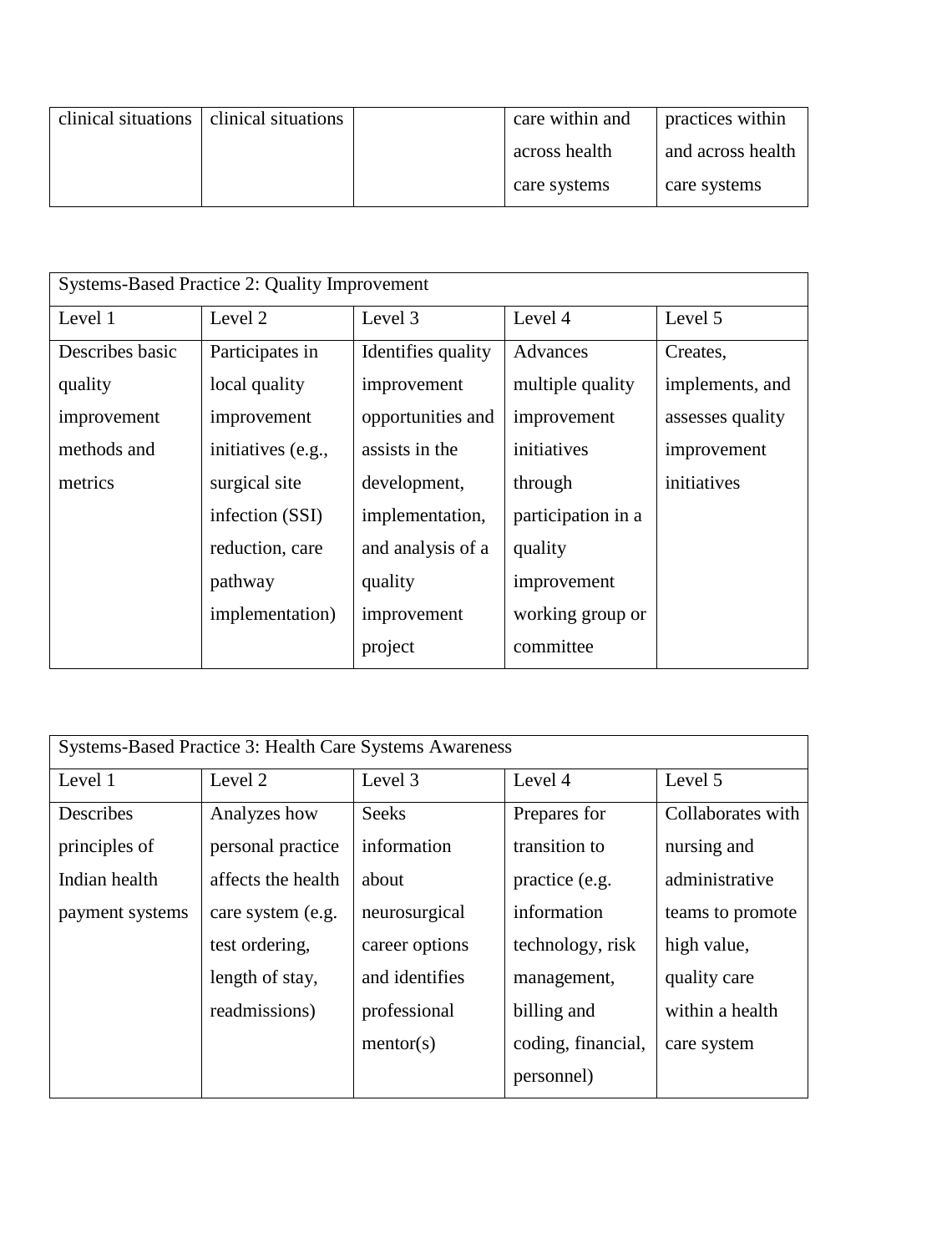| | | | | |
|---|---|---|---|---|
| clinical situations | clinical situations | | care within and across health care systems | practices within and across health care systems |

| Systems-Based Practice 2: Quality Improvement | | | | |
|---|---|---|---|---|
| Level 1 | Level 2 | Level 3 | Level 4 | Level 5 |
| Describes basic quality improvement methods and metrics | Participates in local quality improvement initiatives (e.g., surgical site infection (SSI) reduction, care pathway implementation) | Identifies quality improvement opportunities and assists in the development, implementation, and analysis of a quality improvement project | Advances multiple quality improvement initiatives through participation in a quality improvement working group or committee | Creates, implements, and assesses quality improvement initiatives |

| Systems-Based Practice 3: Health Care Systems Awareness | | | | |
|---|---|---|---|---|
| Level 1 | Level 2 | Level 3 | Level 4 | Level 5 |
| Describes principles of Indian health payment systems | Analyzes how personal practice affects the health care system (e.g. test ordering, length of stay, readmissions) | Seeks information about neurosurgical career options and identifies professional mentor(s) | Prepares for transition to practice (e.g. information technology, risk management, billing and coding, financial, personnel) | Collaborates with nursing and administrative teams to promote high value, quality care within a health care system |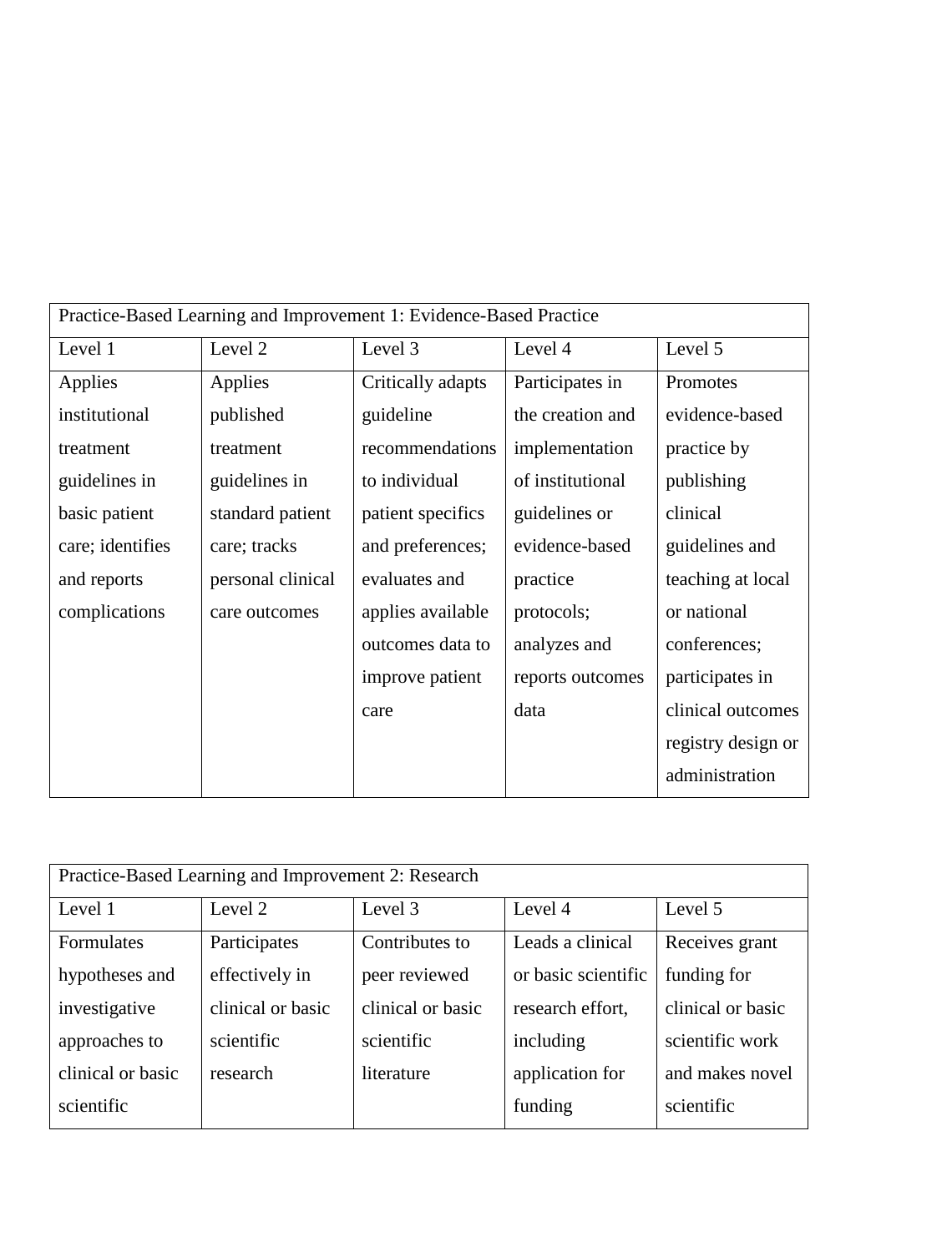| Practice-Based Learning and Improvement 1: Evidence-Based Practice | | | | |
|---|---|---|---|---|
| Level 1 | Level 2 | Level 3 | Level 4 | Level 5 |
| Applies institutional treatment guidelines in basic patient care; identifies and reports complications | Applies published treatment guidelines in standard patient care; tracks personal clinical care outcomes | Critically adapts guideline recommendations to individual patient specifics and preferences; evaluates and applies available outcomes data to improve patient care | Participates in the creation and implementation of institutional guidelines or evidence-based practice protocols; analyzes and reports outcomes data | Promotes evidence-based practice by publishing clinical guidelines and teaching at local or national conferences; participates in clinical outcomes registry design or administration |

| Practice-Based Learning and Improvement 2: Research | | | | |
|---|---|---|---|---|
| Level 1 | Level 2 | Level 3 | Level 4 | Level 5 |
| Formulates hypotheses and investigative approaches to clinical or basic scientific | Participates effectively in clinical or basic scientific research | Contributes to peer reviewed clinical or basic scientific literature | Leads a clinical or basic scientific research effort, including application for funding | Receives grant funding for clinical or basic scientific work and makes novel scientific |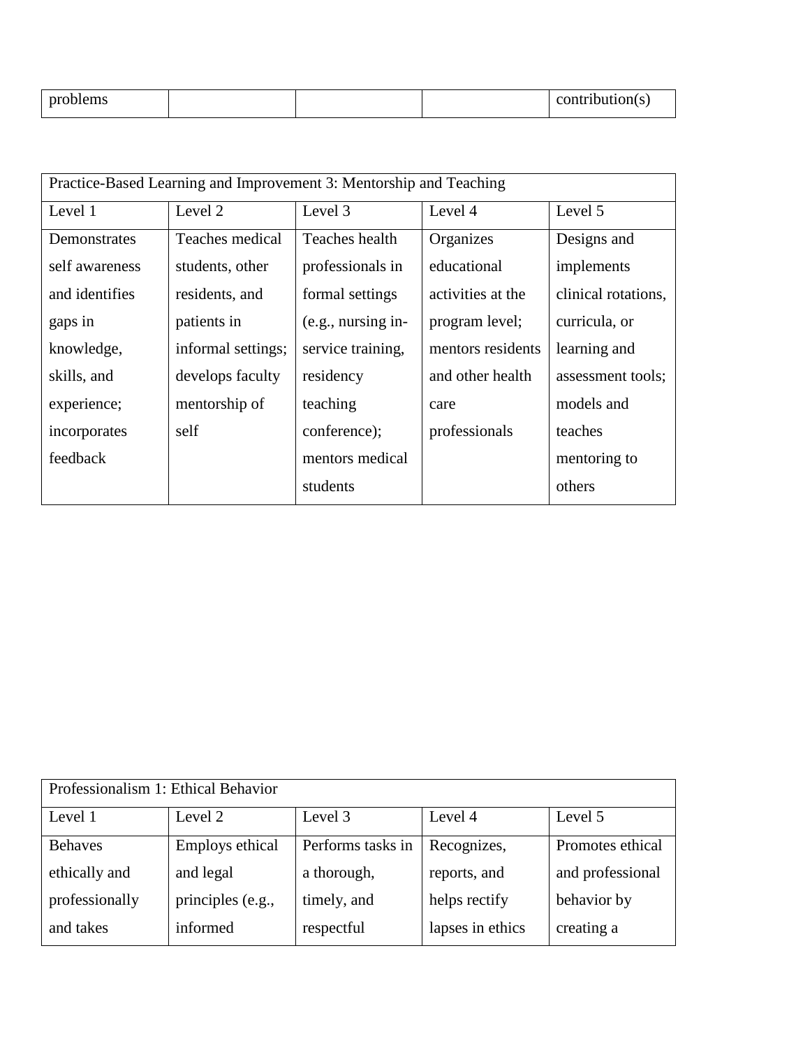| problems | | | | contribution(s) |
|---|---|---|---|---|

| Practice-Based Learning and Improvement 3: Mentorship and Teaching | | | | |
|---|---|---|---|---|
| Level 1 | Level 2 | Level 3 | Level 4 | Level 5 |
| Demonstrates self awareness and identifies gaps in knowledge, skills, and experience; incorporates feedback | Teaches medical students, other residents, and patients in informal settings; develops faculty mentorship of self | Teaches health professionals in formal settings (e.g., nursing in-service training, residency teaching conference); mentors medical students | Organizes educational activities at the program level; mentors residents and other health care professionals | Designs and implements clinical rotations, curricula, or learning and assessment tools; models and teaches mentoring to others |

| Professionalism 1: Ethical Behavior | | | | |
|---|---|---|---|---|
| Level 1 | Level 2 | Level 3 | Level 4 | Level 5 |
| Behaves ethically and professionally and takes | Employs ethical and legal principles (e.g., informed | Performs tasks in a thorough, timely, and respectful | Recognizes, reports, and helps rectify lapses in ethics | Promotes ethical and professional behavior by creating a |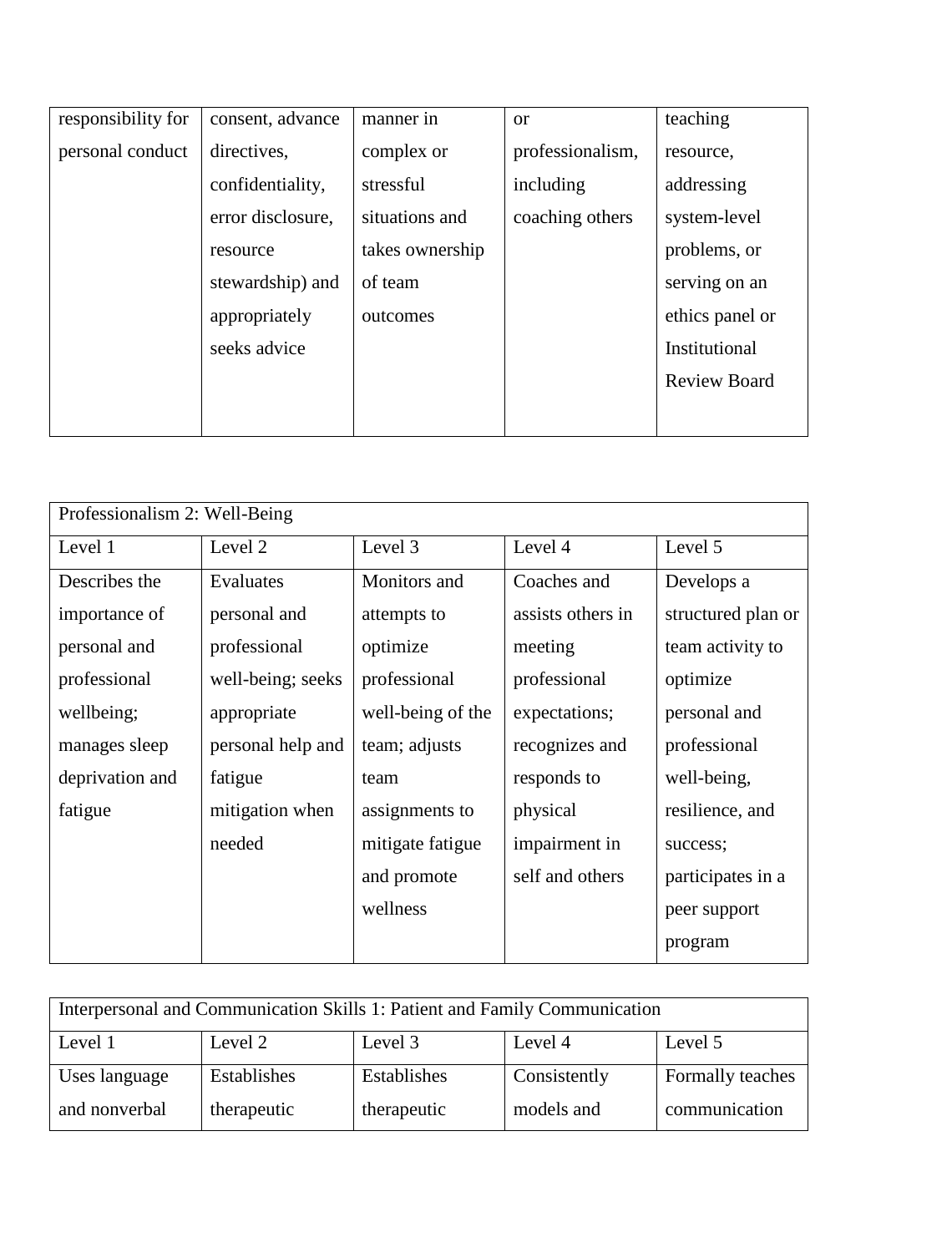| responsibility for personal conduct | consent, advance directives, confidentiality, error disclosure, resource stewardship) and appropriately seeks advice | manner in complex or stressful situations and takes ownership of team outcomes | or professionalism, including coaching others | teaching resource, addressing system-level problems, or serving on an ethics panel or Institutional Review Board |
|---|---|---|---|---|

| Professionalism 2: Well-Being | | | | |
|---|---|---|---|---|
| Level 1 | Level 2 | Level 3 | Level 4 | Level 5 |
| Describes the importance of personal and professional wellbeing; manages sleep deprivation and fatigue | Evaluates personal and professional well-being; seeks appropriate personal help and fatigue mitigation when needed | Monitors and attempts to optimize professional well-being of the team; adjusts team assignments to mitigate fatigue and promote wellness | Coaches and assists others in meeting professional expectations; recognizes and responds to physical impairment in self and others | Develops a structured plan or team activity to optimize personal and professional well-being, resilience, and success; participates in a peer support program |

| Interpersonal and Communication Skills 1: Patient and Family Communication | | | | |
|---|---|---|---|---|
| Level 1 | Level 2 | Level 3 | Level 4 | Level 5 |
| Uses language and nonverbal | Establishes therapeutic | Establishes therapeutic | Consistently models and | Formally teaches communication |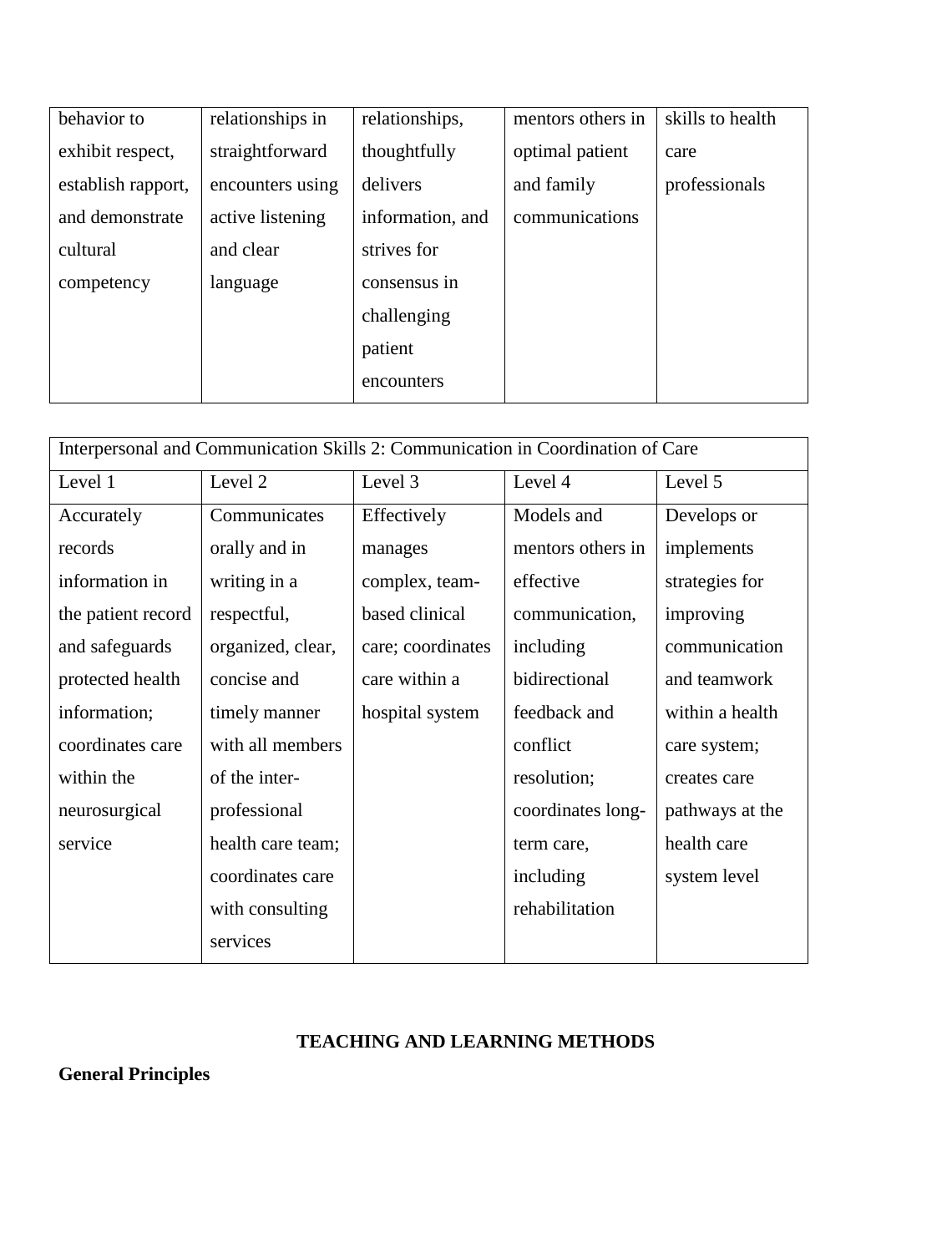| behavior to exhibit respect, establish rapport, and demonstrate cultural competency | relationships in straightforward encounters using active listening and clear language | relationships, thoughtfully delivers information, and strives for consensus in challenging patient encounters | mentors others in optimal patient and family communications | skills to health care professionals |
|---|---|---|---|---|

| Interpersonal and Communication Skills 2: Communication in Coordination of Care | | | | |
|---|---|---|---|---|
| Level 1 | Level 2 | Level 3 | Level 4 | Level 5 |
| Accurately records information in the patient record and safeguards protected health information; coordinates care within the neurosurgical service | Communicates orally and in writing in a respectful, organized, clear, concise and timely manner with all members of the inter-professional health care team; coordinates care with consulting services | Effectively manages complex, team-based clinical care; coordinates care within a hospital system | Models and mentors others in effective communication, including bidirectional feedback and conflict resolution; coordinates long-term care, including rehabilitation | Develops or implements strategies for improving communication and teamwork within a health care system; creates care pathways at the health care system level |

## TEACHING AND LEARNING METHODS

**General Principles**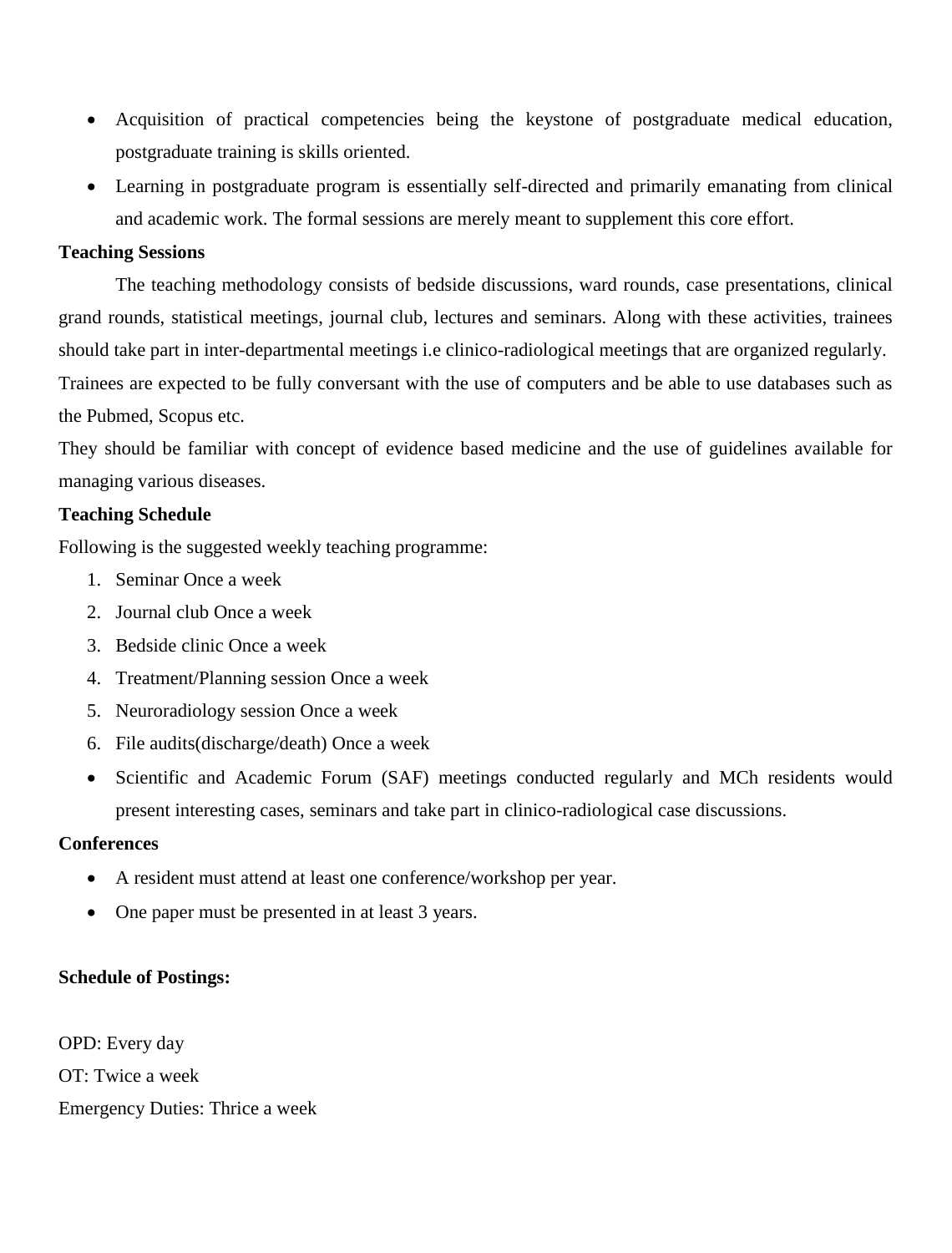- Acquisition of practical competencies being the keystone of postgraduate medical education, postgraduate training is skills oriented.
- Learning in postgraduate program is essentially self-directed and primarily emanating from clinical and academic work. The formal sessions are merely meant to supplement this core effort.

**Teaching Sessions**

The teaching methodology consists of bedside discussions, ward rounds, case presentations, clinical grand rounds, statistical meetings, journal club, lectures and seminars. Along with these activities, trainees should take part in inter-departmental meetings i.e clinico-radiological meetings that are organized regularly.

Trainees are expected to be fully conversant with the use of computers and be able to use databases such as the Pubmed, Scopus etc.

They should be familiar with concept of evidence based medicine and the use of guidelines available for managing various diseases.

**Teaching Schedule**

Following is the suggested weekly teaching programme:

1. Seminar Once a week
2. Journal club Once a week
3. Bedside clinic Once a week
4. Treatment/Planning session Once a week
5. Neuroradiology session Once a week
6. File audits(discharge/death) Once a week

- Scientific and Academic Forum (SAF) meetings conducted regularly and MCh residents would present interesting cases, seminars and take part in clinico-radiological case discussions.

**Conferences**

- A resident must attend at least one conference/workshop per year.
- One paper must be presented in at least 3 years.

**Schedule of Postings:**

OPD: Every day

OT: Twice a week

Emergency Duties: Thrice a week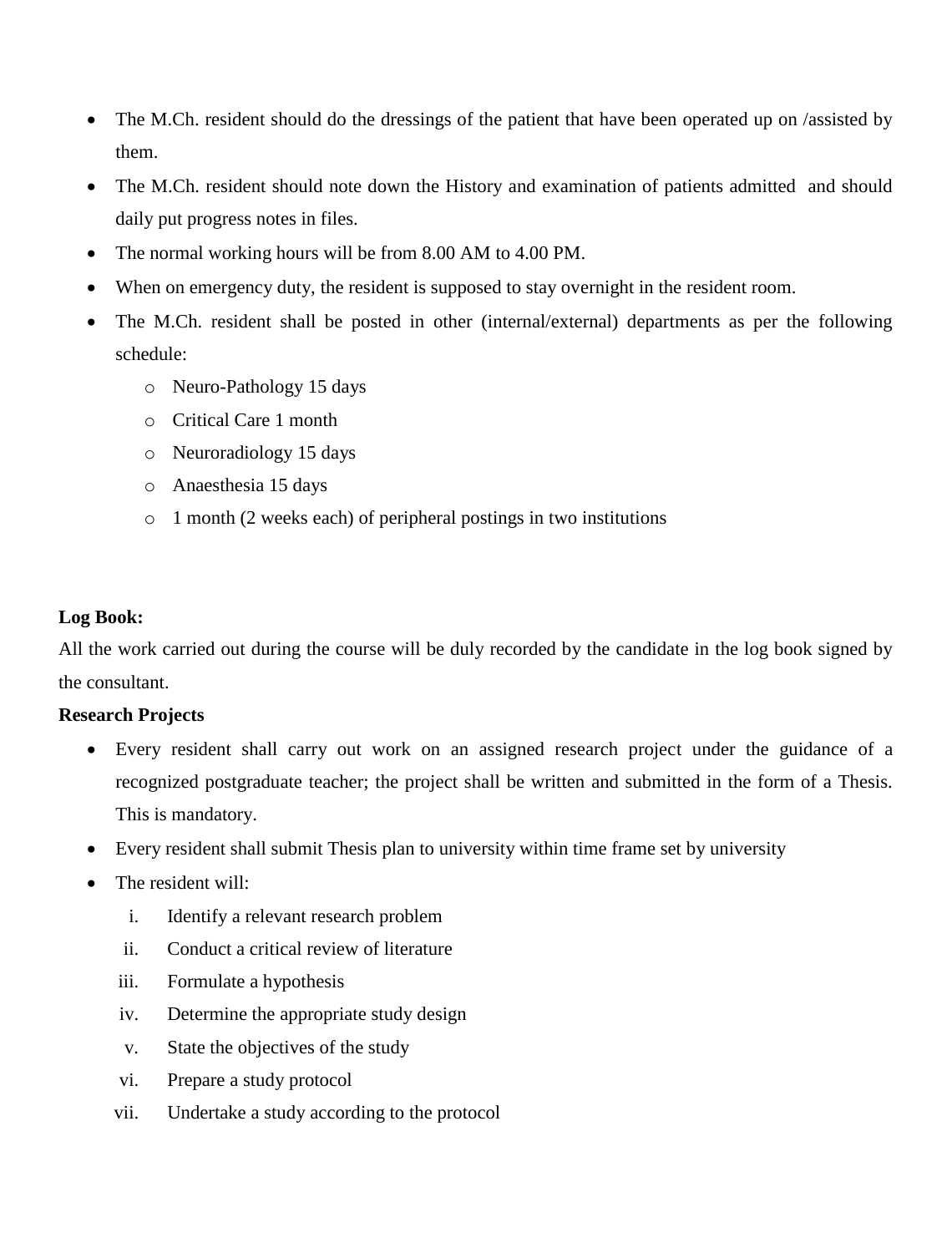- The M.Ch. resident should do the dressings of the patient that have been operated up on /assisted by them.
- The M.Ch. resident should note down the History and examination of patients admitted  and should daily put progress notes in files.
- The normal working hours will be from 8.00 AM to 4.00 PM.
- When on emergency duty, the resident is supposed to stay overnight in the resident room.
- The M.Ch. resident shall be posted in other (internal/external) departments as per the following schedule:
    - Neuro-Pathology 15 days
    - Critical Care 1 month
    - Neuroradiology 15 days
    - Anaesthesia 15 days
    - 1 month (2 weeks each) of peripheral postings in two institutions

**Log Book:**

All the work carried out during the course will be duly recorded by the candidate in the log book signed by the consultant.

**Research Projects**

- Every resident shall carry out work on an assigned research project under the guidance of a recognized postgraduate teacher; the project shall be written and submitted in the form of a Thesis. This is mandatory.
- Every resident shall submit Thesis plan to university within time frame set by university
- The resident will:
    1. Identify a relevant research problem
    2. Conduct a critical review of literature
    3. Formulate a hypothesis
    4. Determine the appropriate study design
    5. State the objectives of the study
    6. Prepare a study protocol
    7. Undertake a study according to the protocol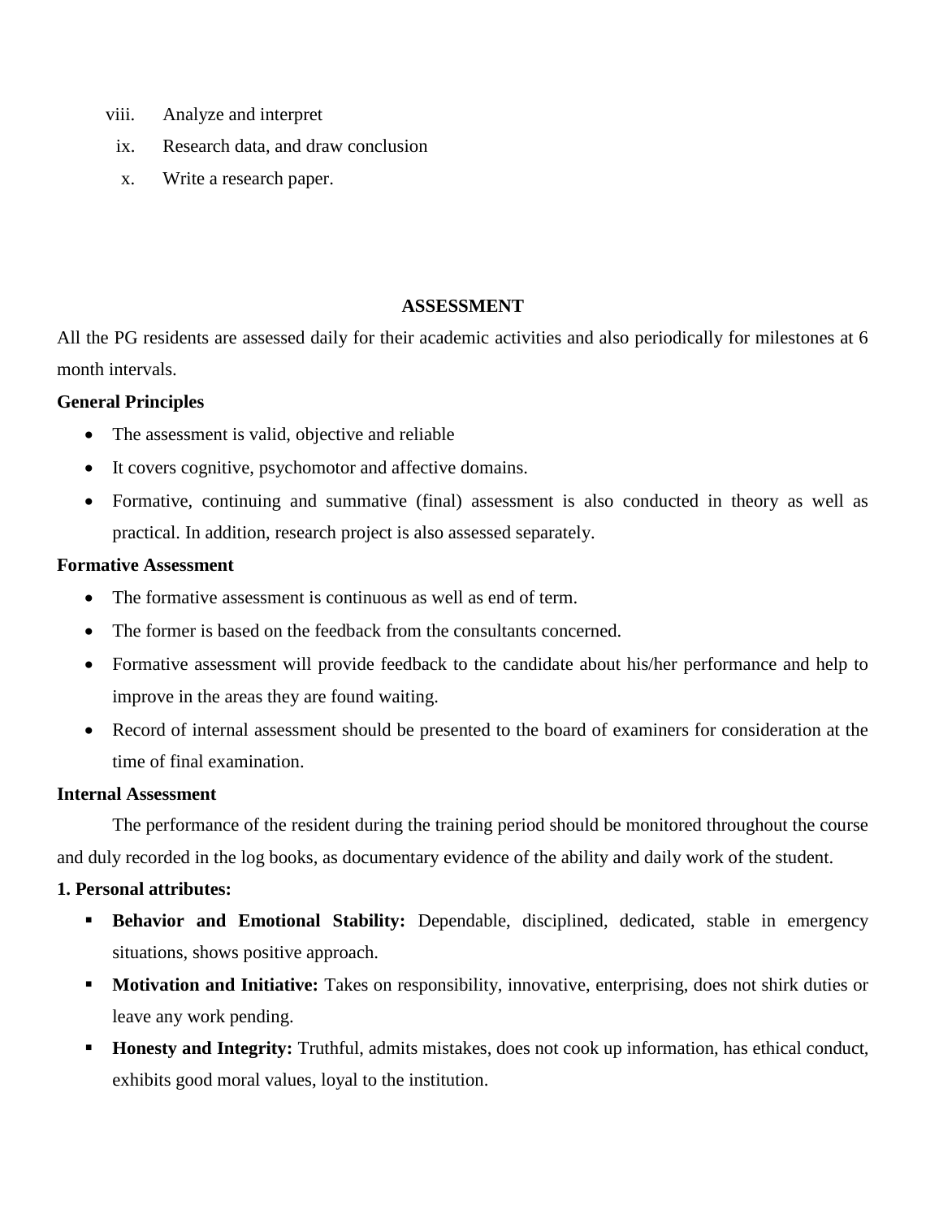viii. Analyze and interpret
ix. Research data, and draw conclusion
x. Write a research paper.

## ASSESSMENT

All the PG residents are assessed daily for their academic activities and also periodically for milestones at 6 month intervals.

**General Principles**

- The assessment is valid, objective and reliable
- It covers cognitive, psychomotor and affective domains.
- Formative, continuing and summative (final) assessment is also conducted in theory as well as practical. In addition, research project is also assessed separately.

**Formative Assessment**

- The formative assessment is continuous as well as end of term.
- The former is based on the feedback from the consultants concerned.
- Formative assessment will provide feedback to the candidate about his/her performance and help to improve in the areas they are found waiting.
- Record of internal assessment should be presented to the board of examiners for consideration at the time of final examination.

**Internal Assessment**

The performance of the resident during the training period should be monitored throughout the course and duly recorded in the log books, as documentary evidence of the ability and daily work of the student.

**1. Personal attributes:**

- **Behavior and Emotional Stability:** Dependable, disciplined, dedicated, stable in emergency situations, shows positive approach.
- **Motivation and Initiative:** Takes on responsibility, innovative, enterprising, does not shirk duties or leave any work pending.
- **Honesty and Integrity:** Truthful, admits mistakes, does not cook up information, has ethical conduct, exhibits good moral values, loyal to the institution.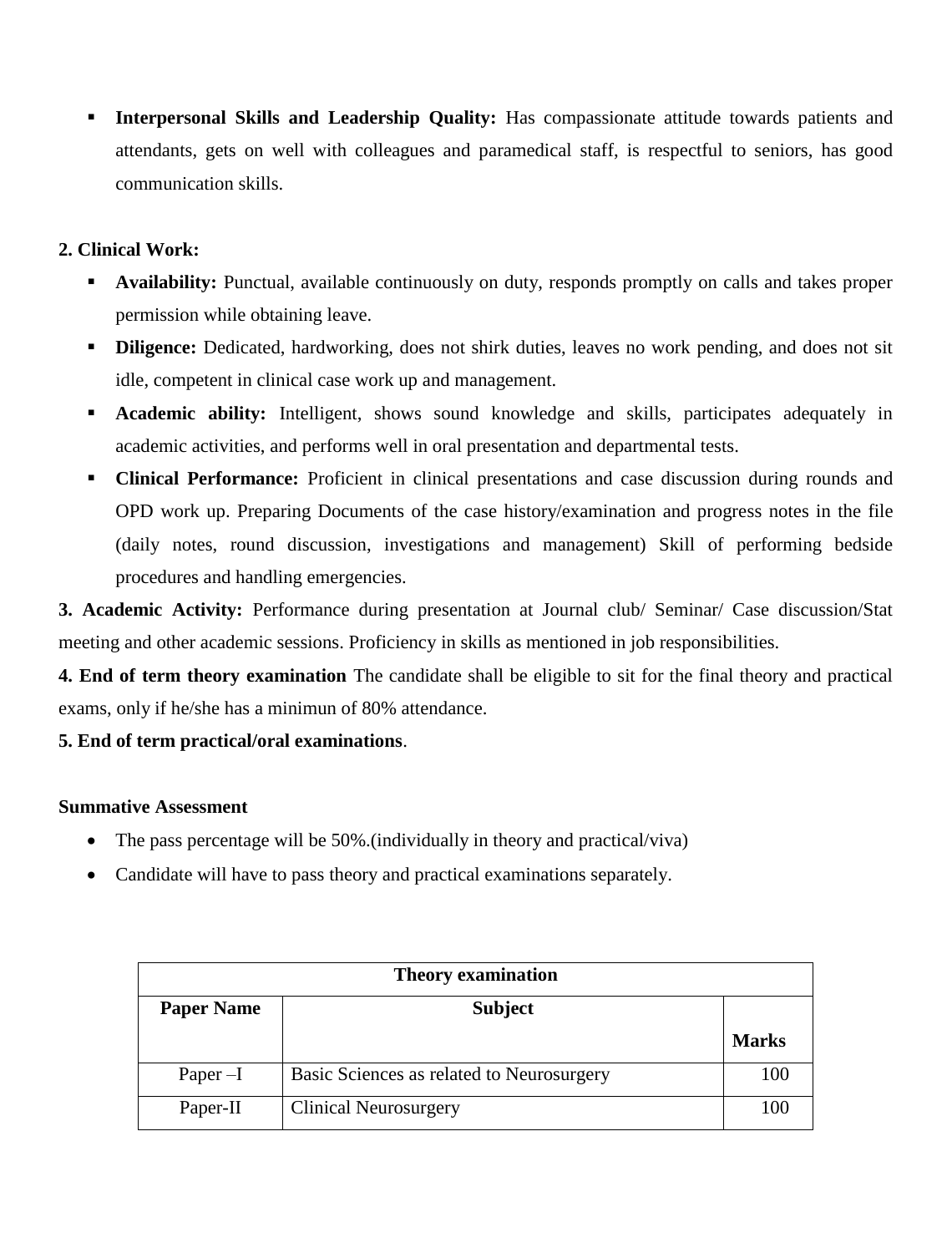- **Interpersonal Skills and Leadership Quality:** Has compassionate attitude towards patients and attendants, gets on well with colleagues and paramedical staff, is respectful to seniors, has good communication skills.

**2. Clinical Work:**

- **Availability:** Punctual, available continuously on duty, responds promptly on calls and takes proper permission while obtaining leave.
- **Diligence:** Dedicated, hardworking, does not shirk duties, leaves no work pending, and does not sit idle, competent in clinical case work up and management.
- **Academic ability:** Intelligent, shows sound knowledge and skills, participates adequately in academic activities, and performs well in oral presentation and departmental tests.
- **Clinical Performance:** Proficient in clinical presentations and case discussion during rounds and OPD work up. Preparing Documents of the case history/examination and progress notes in the file (daily notes, round discussion, investigations and management) Skill of performing bedside procedures and handling emergencies.

**3. Academic Activity:** Performance during presentation at Journal club/ Seminar/ Case discussion/Stat meeting and other academic sessions. Proficiency in skills as mentioned in job responsibilities.

**4. End of term theory examination** The candidate shall be eligible to sit for the final theory and practical exams, only if he/she has a minimun of 80% attendance.

**5. End of term practical/oral examinations**.

**Summative Assessment**

- The pass percentage will be 50%.(individually in theory and practical/viva)
- Candidate will have to pass theory and practical examinations separately.

| Theory examination | | |
|---|---|---|
| **Paper Name** | **Subject** | **Marks** |
| Paper –I | Basic Sciences as related to Neurosurgery | 100 |
| Paper-II | Clinical Neurosurgery | 100 |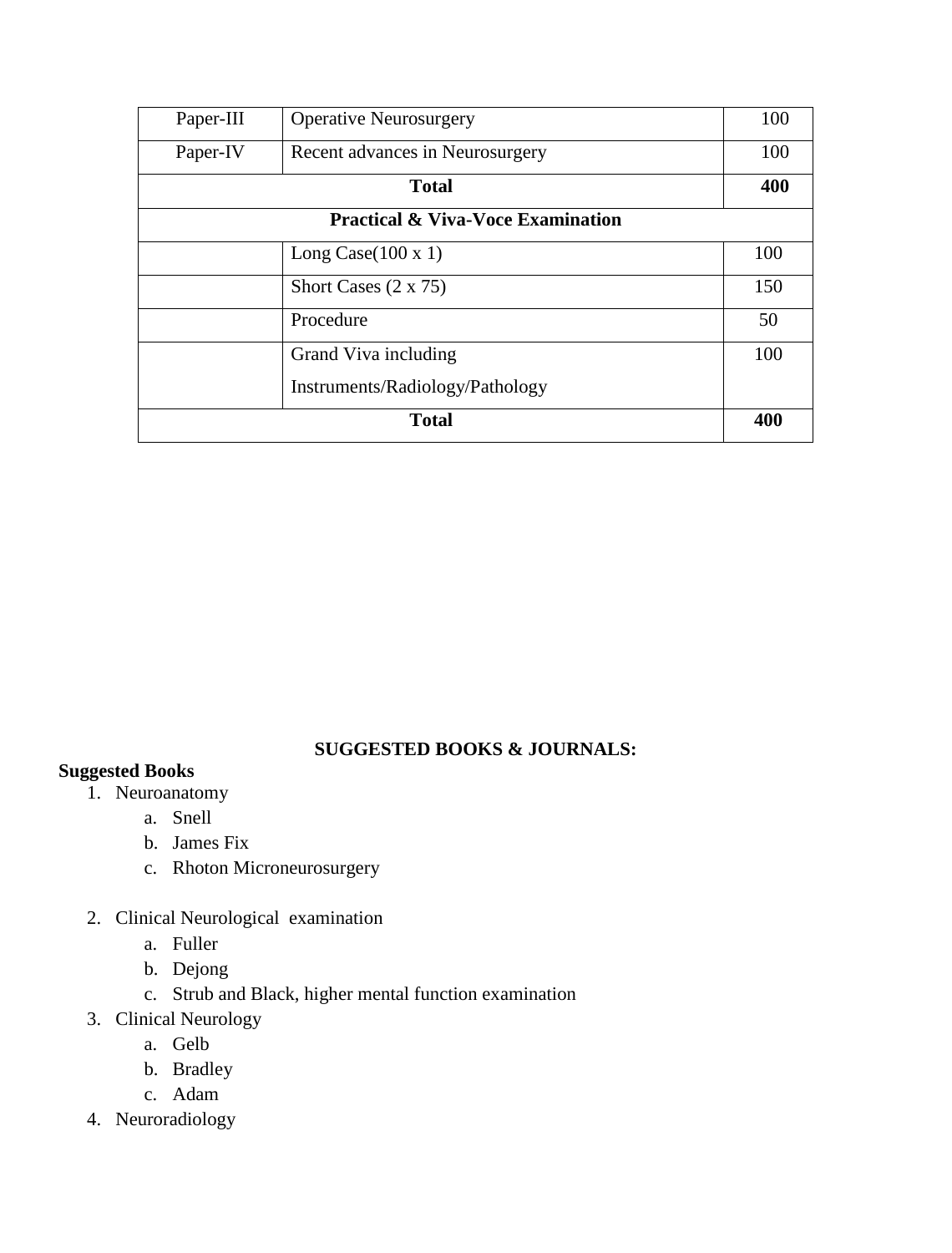| | | |
|---|---|---|
| Paper-III | Operative Neurosurgery | 100 |
| Paper-IV | Recent advances in Neurosurgery | 100 |
| **Total** | | **400** |
| **Practical & Viva-Voce Examination** | | |
| | Long Case(100 x 1) | 100 |
| | Short Cases (2 x 75) | 150 |
| | Procedure | 50 |
| | Grand Viva including Instruments/Radiology/Pathology | 100 |
| **Total** | | **400** |

## SUGGESTED BOOKS & JOURNALS:

**Suggested Books**

1. Neuroanatomy
   a. Snell
   b. James Fix
   c. Rhoton Microneurosurgery

2. Clinical Neurological examination
   a. Fuller
   b. Dejong
   c. Strub and Black, higher mental function examination
3. Clinical Neurology
   a. Gelb
   b. Bradley
   c. Adam
4. Neuroradiology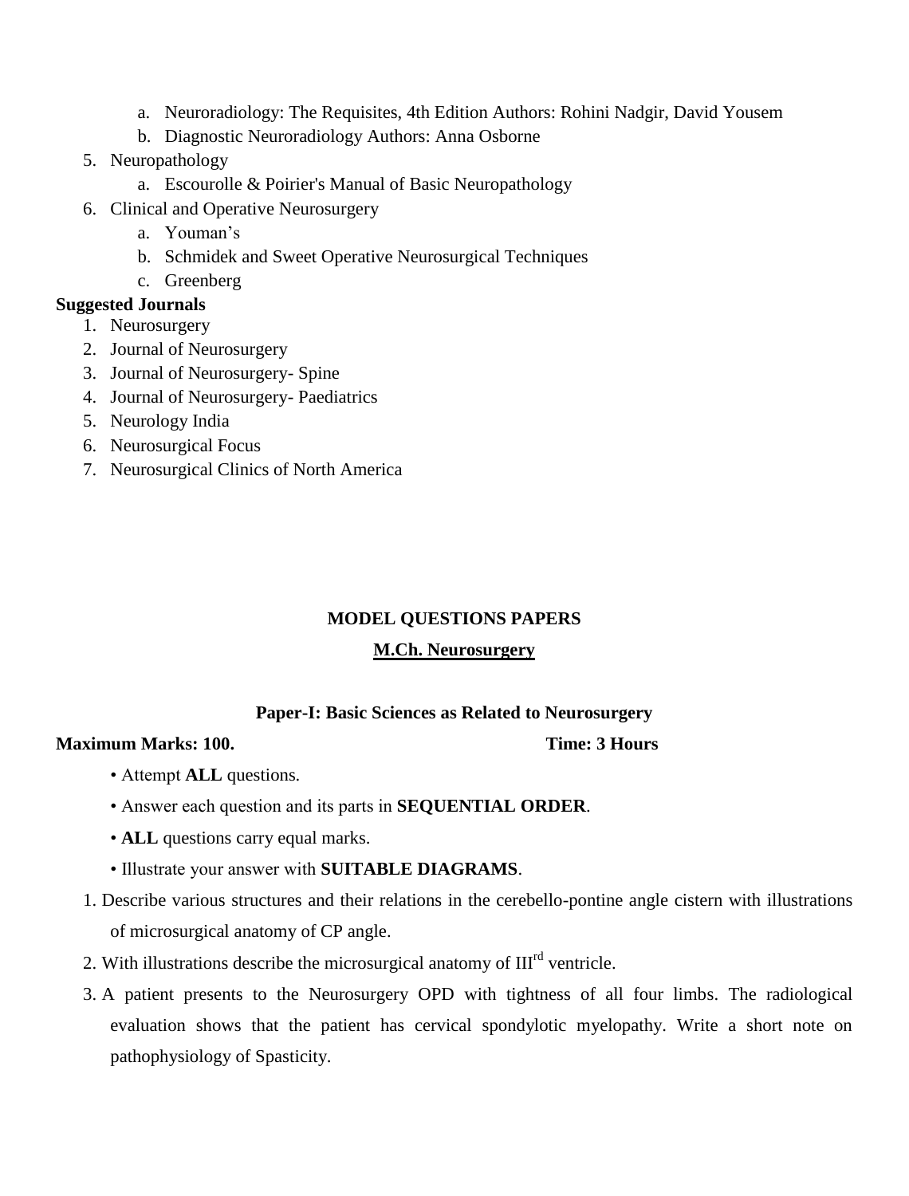a. Neuroradiology: The Requisites, 4th Edition Authors: Rohini Nadgir, David Yousem
   b. Diagnostic Neuroradiology Authors: Anna Osborne

5. Neuropathology
   a. Escourolle & Poirier's Manual of Basic Neuropathology
6. Clinical and Operative Neurosurgery
   a. Youman's
   b. Schmidek and Sweet Operative Neurosurgical Techniques
   c. Greenberg

**Suggested Journals**

1. Neurosurgery
2. Journal of Neurosurgery
3. Journal of Neurosurgery- Spine
4. Journal of Neurosurgery- Paediatrics
5. Neurology India
6. Neurosurgical Focus
7. Neurosurgical Clinics of North America

## MODEL QUESTIONS PAPERS

## M.Ch. Neurosurgery

### Paper-I: Basic Sciences as Related to Neurosurgery

**Maximum Marks: 100.** **Time: 3 Hours**

- Attempt **ALL** questions.
- Answer each question and its parts in **SEQUENTIAL ORDER**.
- **ALL** questions carry equal marks.
- Illustrate your answer with **SUITABLE DIAGRAMS**.

1. Describe various structures and their relations in the cerebello-pontine angle cistern with illustrations of microsurgical anatomy of CP angle.
2. With illustrations describe the microsurgical anatomy of III$^{rd}$ ventricle.
3. A patient presents to the Neurosurgery OPD with tightness of all four limbs. The radiological evaluation shows that the patient has cervical spondylotic myelopathy. Write a short note on pathophysiology of Spasticity.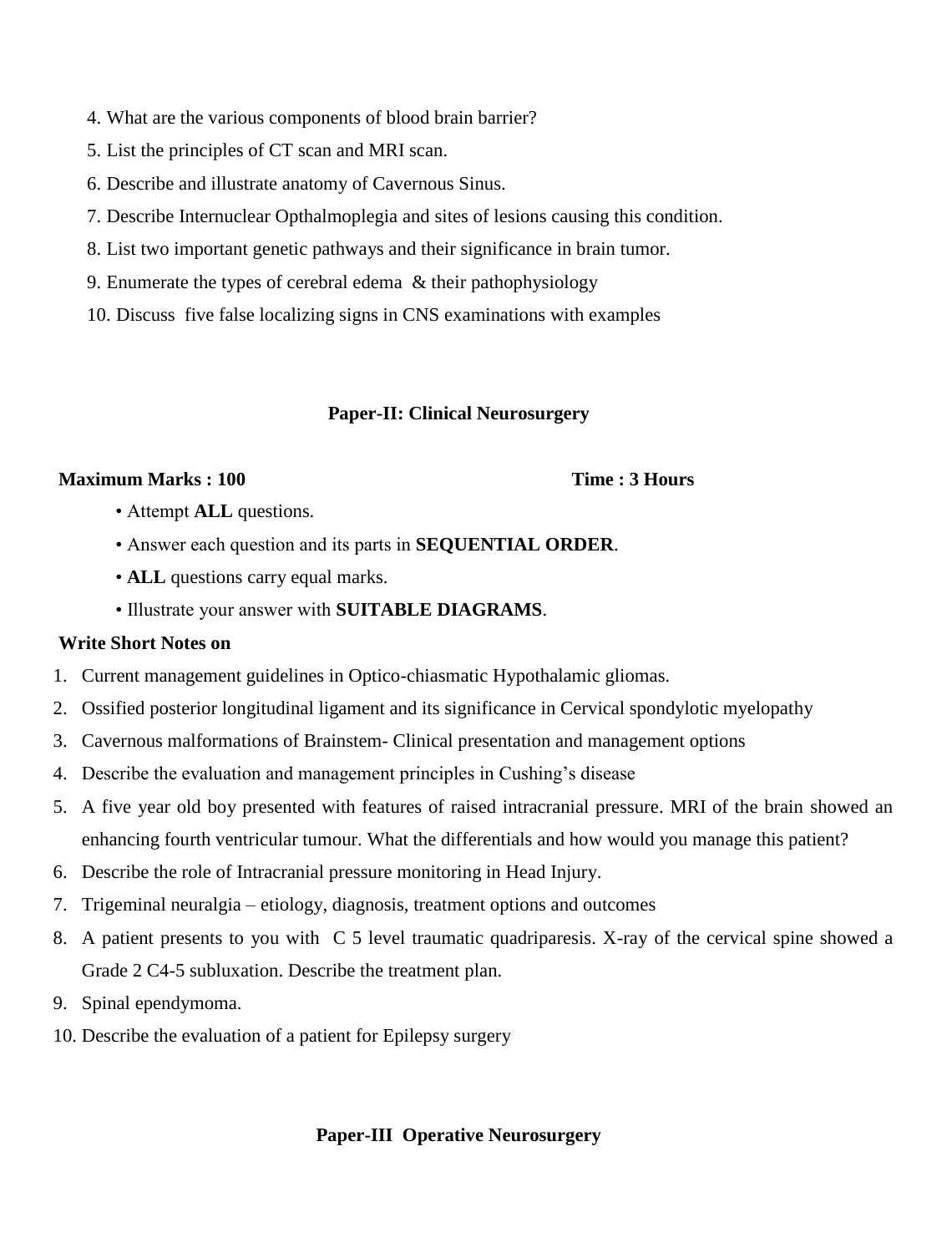4. What are the various components of blood brain barrier?
5. List the principles of CT scan and MRI scan.
6. Describe and illustrate anatomy of Cavernous Sinus.
7. Describe Internuclear Opthalmoplegia and sites of lesions causing this condition.
8. List two important genetic pathways and their significance in brain tumor.
9. Enumerate the types of cerebral edema & their pathophysiology
10. Discuss five false localizing signs in CNS examinations with examples

## Paper-II: Clinical Neurosurgery

**Maximum Marks : 100** **Time : 3 Hours**

- Attempt **ALL** questions.
- Answer each question and its parts in **SEQUENTIAL ORDER**.
- **ALL** questions carry equal marks.
- Illustrate your answer with **SUITABLE DIAGRAMS**.

**Write Short Notes on**

1. Current management guidelines in Optico-chiasmatic Hypothalamic gliomas.
2. Ossified posterior longitudinal ligament and its significance in Cervical spondylotic myelopathy
3. Cavernous malformations of Brainstem- Clinical presentation and management options
4. Describe the evaluation and management principles in Cushing's disease
5. A five year old boy presented with features of raised intracranial pressure. MRI of the brain showed an enhancing fourth ventricular tumour. What the differentials and how would you manage this patient?
6. Describe the role of Intracranial pressure monitoring in Head Injury.
7. Trigeminal neuralgia – etiology, diagnosis, treatment options and outcomes
8. A patient presents to you with C 5 level traumatic quadriparesis. X-ray of the cervical spine showed a Grade 2 C4-5 subluxation. Describe the treatment plan.
9. Spinal ependymoma.
10. Describe the evaluation of a patient for Epilepsy surgery

## Paper-III Operative Neurosurgery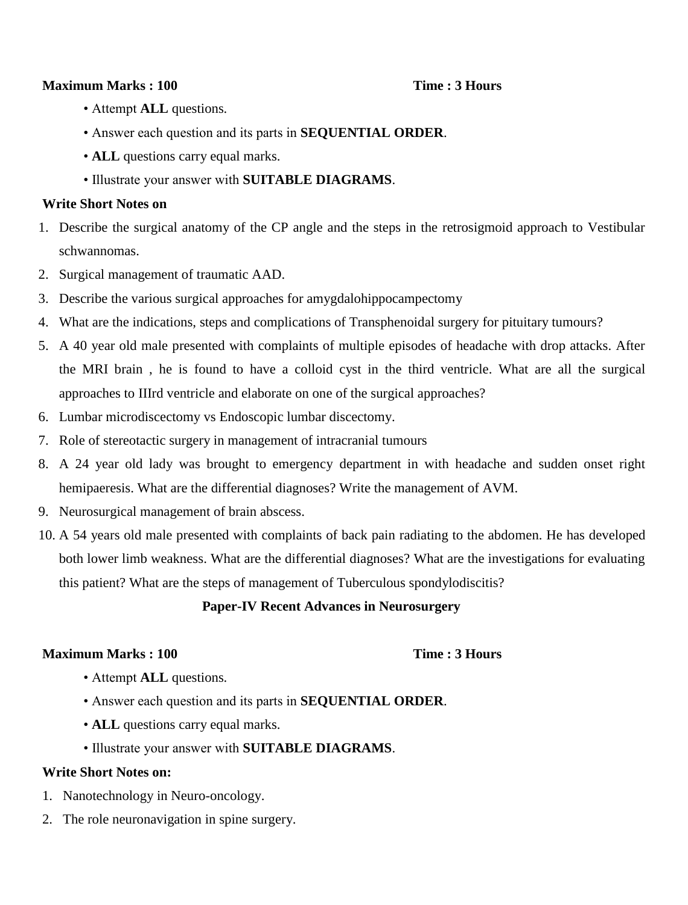**Maximum Marks : 100** **Time : 3 Hours**

- Attempt **ALL** questions.
- Answer each question and its parts in **SEQUENTIAL ORDER**.
- **ALL** questions carry equal marks.
- Illustrate your answer with **SUITABLE DIAGRAMS**.

**Write Short Notes on**

1. Describe the surgical anatomy of the CP angle and the steps in the retrosigmoid approach to Vestibular schwannomas.
2. Surgical management of traumatic AAD.
3. Describe the various surgical approaches for amygdalohippocampectomy
4. What are the indications, steps and complications of Transphenoidal surgery for pituitary tumours?
5. A 40 year old male presented with complaints of multiple episodes of headache with drop attacks. After the MRI brain , he is found to have a colloid cyst in the third ventricle. What are all the surgical approaches to IIIrd ventricle and elaborate on one of the surgical approaches?
6. Lumbar microdiscectomy vs Endoscopic lumbar discectomy.
7. Role of stereotactic surgery in management of intracranial tumours
8. A 24 year old lady was brought to emergency department in with headache and sudden onset right hemipaeresis. What are the differential diagnoses? Write the management of AVM.
9. Neurosurgical management of brain abscess.
10. A 54 years old male presented with complaints of back pain radiating to the abdomen. He has developed both lower limb weakness. What are the differential diagnoses? What are the investigations for evaluating this patient? What are the steps of management of Tuberculous spondylodiscitis?

## Paper-IV Recent Advances in Neurosurgery

**Maximum Marks : 100** **Time : 3 Hours**

- Attempt **ALL** questions.
- Answer each question and its parts in **SEQUENTIAL ORDER**.
- **ALL** questions carry equal marks.
- Illustrate your answer with **SUITABLE DIAGRAMS**.

**Write Short Notes on:**

1. Nanotechnology in Neuro-oncology.
2. The role neuronavigation in spine surgery.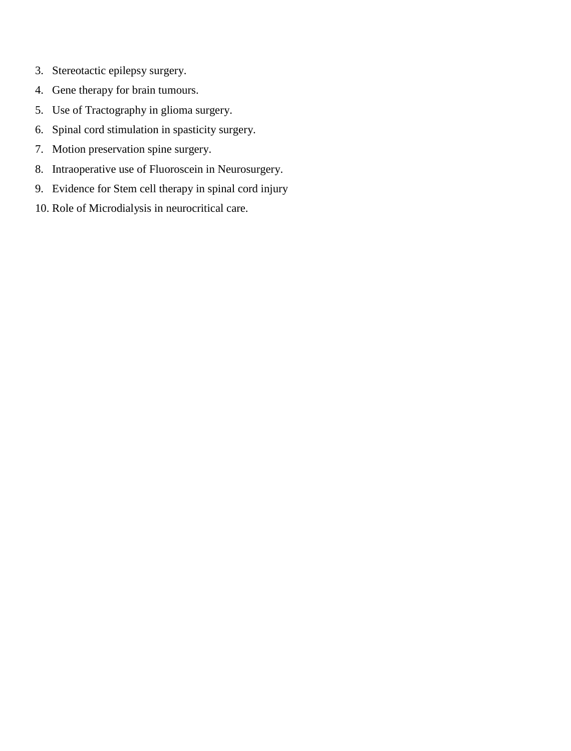3. Stereotactic epilepsy surgery.
4. Gene therapy for brain tumours.
5. Use of Tractography in glioma surgery.
6. Spinal cord stimulation in spasticity surgery.
7. Motion preservation spine surgery.
8. Intraoperative use of Fluoroscein in Neurosurgery.
9. Evidence for Stem cell therapy in spinal cord injury
10. Role of Microdialysis in neurocritical care.